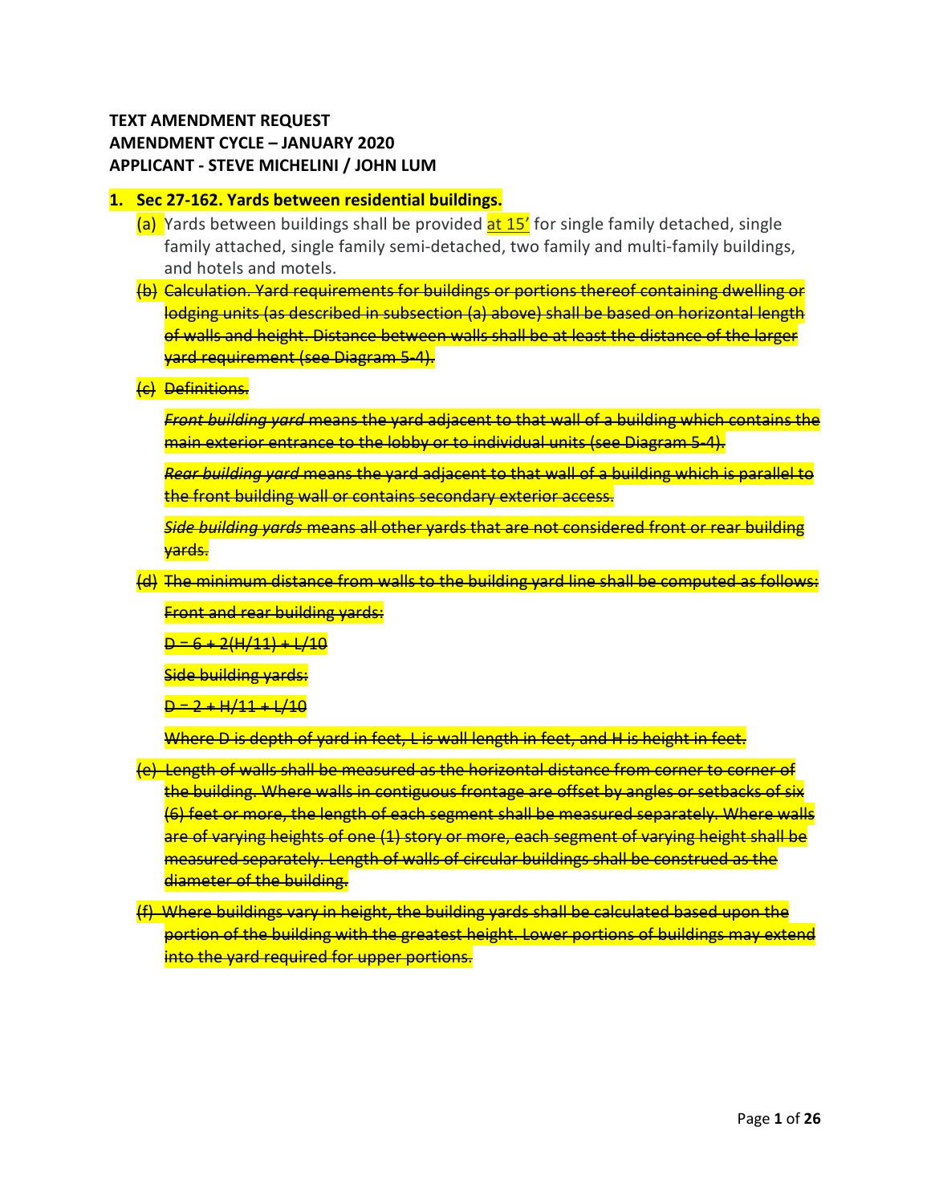**TEXT AMENDMENT REQUEST**
**AMENDMENT CYCLE – JANUARY 2020**
**APPLICANT - STEVE MICHELINI / JOHN LUM**

1. **Sec 27-162. Yards between residential buildings.**

   (a) Yards between buildings shall be provided <u>at 15'</u> for single family detached, single family attached, single family semi-detached, two family and multi-family buildings, and hotels and motels.

   (b) ~~Calculation. Yard requirements for buildings or portions thereof containing dwelling or lodging units (as described in subsection (a) above) shall be based on horizontal length of walls and height. Distance between walls shall be at least the distance of the larger yard requirement (see Diagram 5-4).~~

   (c) ~~Definitions.~~

   ~~*Front building yard* means the yard adjacent to that wall of a building which contains the main exterior entrance to the lobby or to individual units (see Diagram 5-4).~~

   ~~*Rear building yard* means the yard adjacent to that wall of a building which is parallel to the front building wall or contains secondary exterior access.~~

   ~~*Side building yards* means all other yards that are not considered front or rear building yards.~~

   (d) ~~The minimum distance from walls to the building yard line shall be computed as follows:~~

   ~~Front and rear building yards:~~

   ~~D = 6 + 2(H/11) + L/10~~

   ~~Side building yards:~~

   ~~D = 2 + H/11 + L/10~~

   ~~Where D is depth of yard in feet, L is wall length in feet, and H is height in feet.~~

   (e) ~~Length of walls shall be measured as the horizontal distance from corner to corner of the building. Where walls in contiguous frontage are offset by angles or setbacks of six (6) feet or more, the length of each segment shall be measured separately. Where walls are of varying heights of one (1) story or more, each segment of varying height shall be measured separately. Length of walls of circular buildings shall be construed as the diameter of the building.~~

   (f) ~~Where buildings vary in height, the building yards shall be calculated based upon the portion of the building with the greatest height. Lower portions of buildings may extend into the yard required for upper portions.~~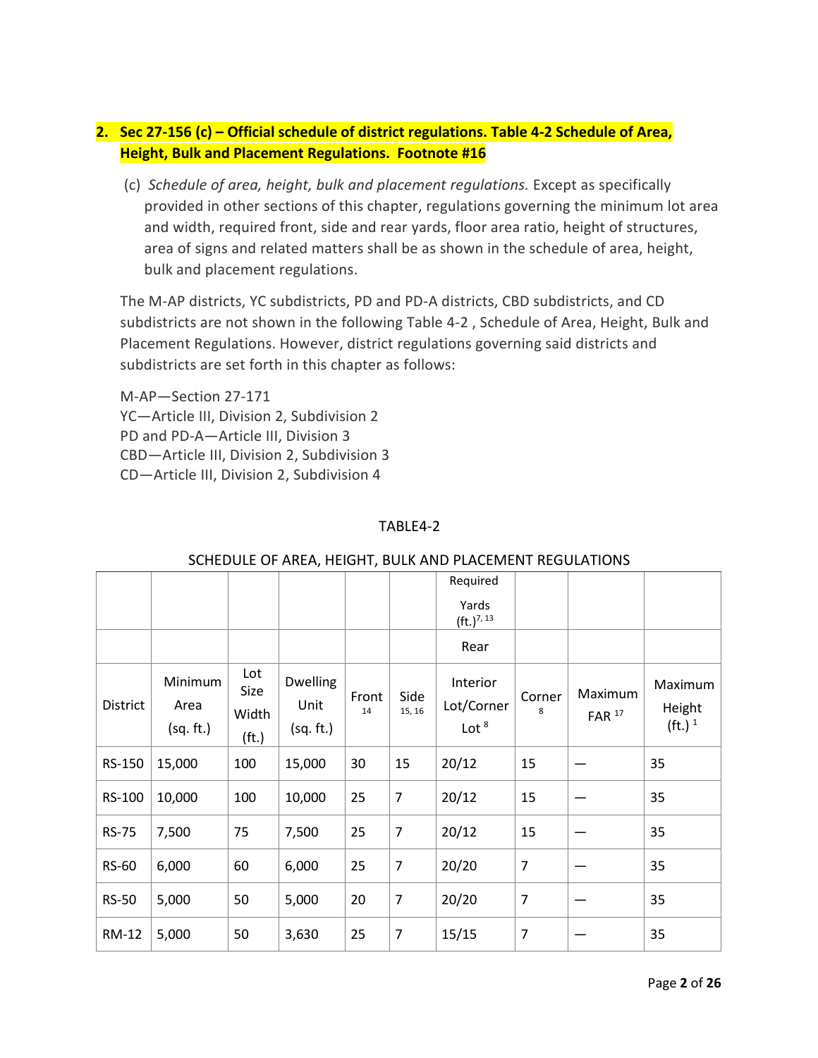**2. Sec 27-156 (c) – Official schedule of district regulations. Table 4-2 Schedule of Area, Height, Bulk and Placement Regulations. Footnote #16**

(c) *Schedule of area, height, bulk and placement regulations.* Except as specifically provided in other sections of this chapter, regulations governing the minimum lot area and width, required front, side and rear yards, floor area ratio, height of structures, area of signs and related matters shall be as shown in the schedule of area, height, bulk and placement regulations.

The M-AP districts, YC subdistricts, PD and PD-A districts, CBD subdistricts, and CD subdistricts are not shown in the following Table 4-2 , Schedule of Area, Height, Bulk and Placement Regulations. However, district regulations governing said districts and subdistricts are set forth in this chapter as follows:

M-AP—Section 27-171
YC—Article III, Division 2, Subdivision 2
PD and PD-A—Article III, Division 3
CBD—Article III, Division 2, Subdivision 3
CD—Article III, Division 2, Subdivision 4

TABLE4-2

SCHEDULE OF AREA, HEIGHT, BULK AND PLACEMENT REGULATIONS

| | | | | | | Required Yards (ft.)[7, 13] | | | |
|---|---|---|---|---|---|---|---|---|---|
| | | | | | | Rear | | | |
| District | Minimum Area (sq. ft.) | Lot Size Width (ft.) | Dwelling Unit (sq. ft.) | Front [14] | Side [15, 16] | Interior Lot/Corner Lot [8] | Corner [8] | Maximum FAR [17] | Maximum Height (ft.) [1] |
| RS-150 | 15,000 | 100 | 15,000 | 30 | 15 | 20/12 | 15 | — | 35 |
| RS-100 | 10,000 | 100 | 10,000 | 25 | 7 | 20/12 | 15 | — | 35 |
| RS-75 | 7,500 | 75 | 7,500 | 25 | 7 | 20/12 | 15 | — | 35 |
| RS-60 | 6,000 | 60 | 6,000 | 25 | 7 | 20/20 | 7 | — | 35 |
| RS-50 | 5,000 | 50 | 5,000 | 20 | 7 | 20/20 | 7 | — | 35 |
| RM-12 | 5,000 | 50 | 3,630 | 25 | 7 | 15/15 | 7 | — | 35 |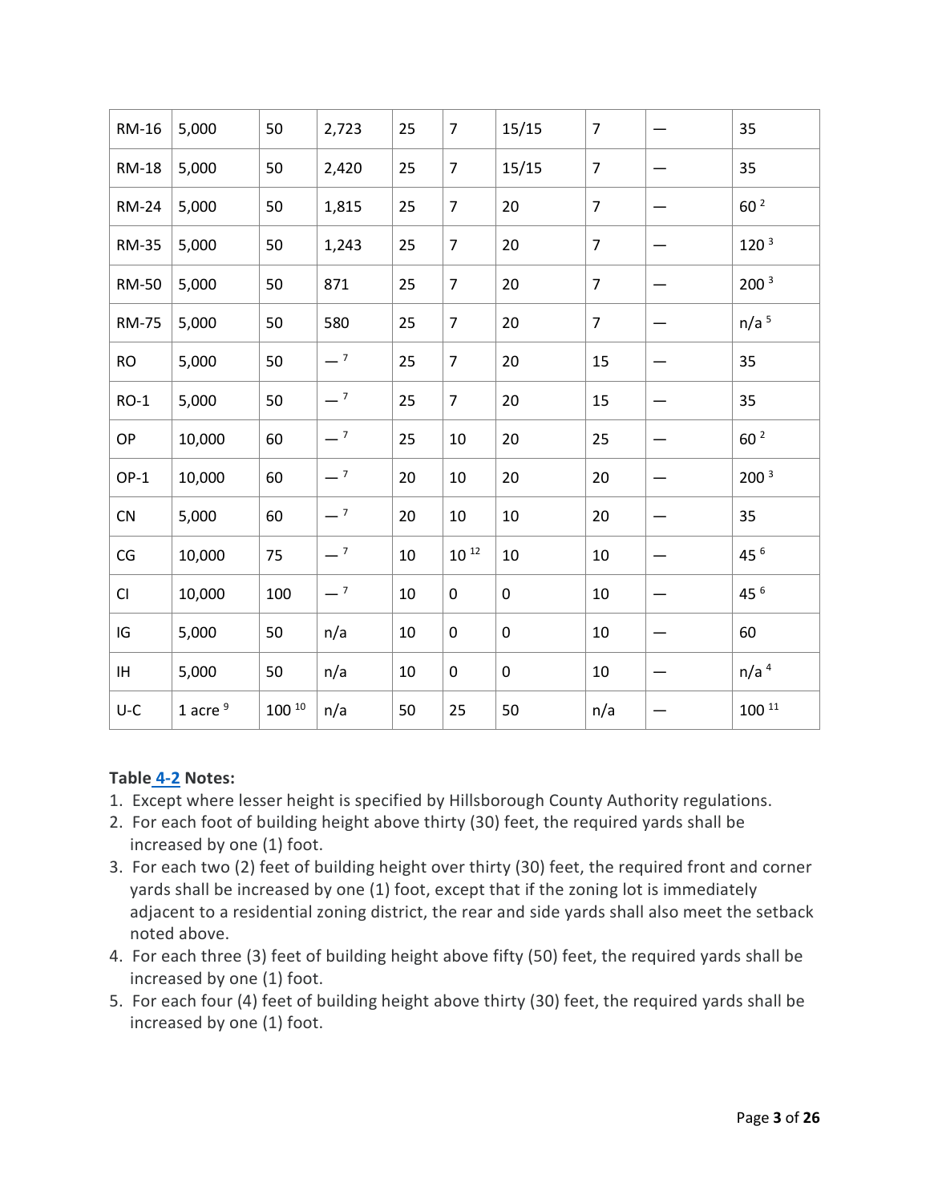| | | | | | | | | | |
|---|---|---|---|---|---|---|---|---|---|
| RM-16 | 5,000 | 50 | 2,723 | 25 | 7 | 15/15 | 7 | — | 35 |
| RM-18 | 5,000 | 50 | 2,420 | 25 | 7 | 15/15 | 7 | — | 35 |
| RM-24 | 5,000 | 50 | 1,815 | 25 | 7 | 20 | 7 | — | 60 [2] |
| RM-35 | 5,000 | 50 | 1,243 | 25 | 7 | 20 | 7 | — | 120 [3] |
| RM-50 | 5,000 | 50 | 871 | 25 | 7 | 20 | 7 | — | 200 [3] |
| RM-75 | 5,000 | 50 | 580 | 25 | 7 | 20 | 7 | — | n/a [5] |
| RO | 5,000 | 50 | — [7] | 25 | 7 | 20 | 15 | — | 35 |
| RO-1 | 5,000 | 50 | — [7] | 25 | 7 | 20 | 15 | — | 35 |
| OP | 10,000 | 60 | — [7] | 25 | 10 | 20 | 25 | — | 60 [2] |
| OP-1 | 10,000 | 60 | — [7] | 20 | 10 | 20 | 20 | — | 200 [3] |
| CN | 5,000 | 60 | — [7] | 20 | 10 | 10 | 20 | — | 35 |
| CG | 10,000 | 75 | — [7] | 10 | 10 [12] | 10 | 10 | — | 45 [6] |
| CI | 10,000 | 100 | — [7] | 10 | 0 | 0 | 10 | — | 45 [6] |
| IG | 5,000 | 50 | n/a | 10 | 0 | 0 | 10 | — | 60 |
| IH | 5,000 | 50 | n/a | 10 | 0 | 0 | 10 | — | n/a [4] |
| U-C | 1 acre [9] | 100 [10] | n/a | 50 | 25 | 50 | n/a | — | 100 [11] |

**Table 4-2 Notes:**

1. Except where lesser height is specified by Hillsborough County Authority regulations.
2. For each foot of building height above thirty (30) feet, the required yards shall be increased by one (1) foot.
3. For each two (2) feet of building height over thirty (30) feet, the required front and corner yards shall be increased by one (1) foot, except that if the zoning lot is immediately adjacent to a residential zoning district, the rear and side yards shall also meet the setback noted above.
4. For each three (3) feet of building height above fifty (50) feet, the required yards shall be increased by one (1) foot.
5. For each four (4) feet of building height above thirty (30) feet, the required yards shall be increased by one (1) foot.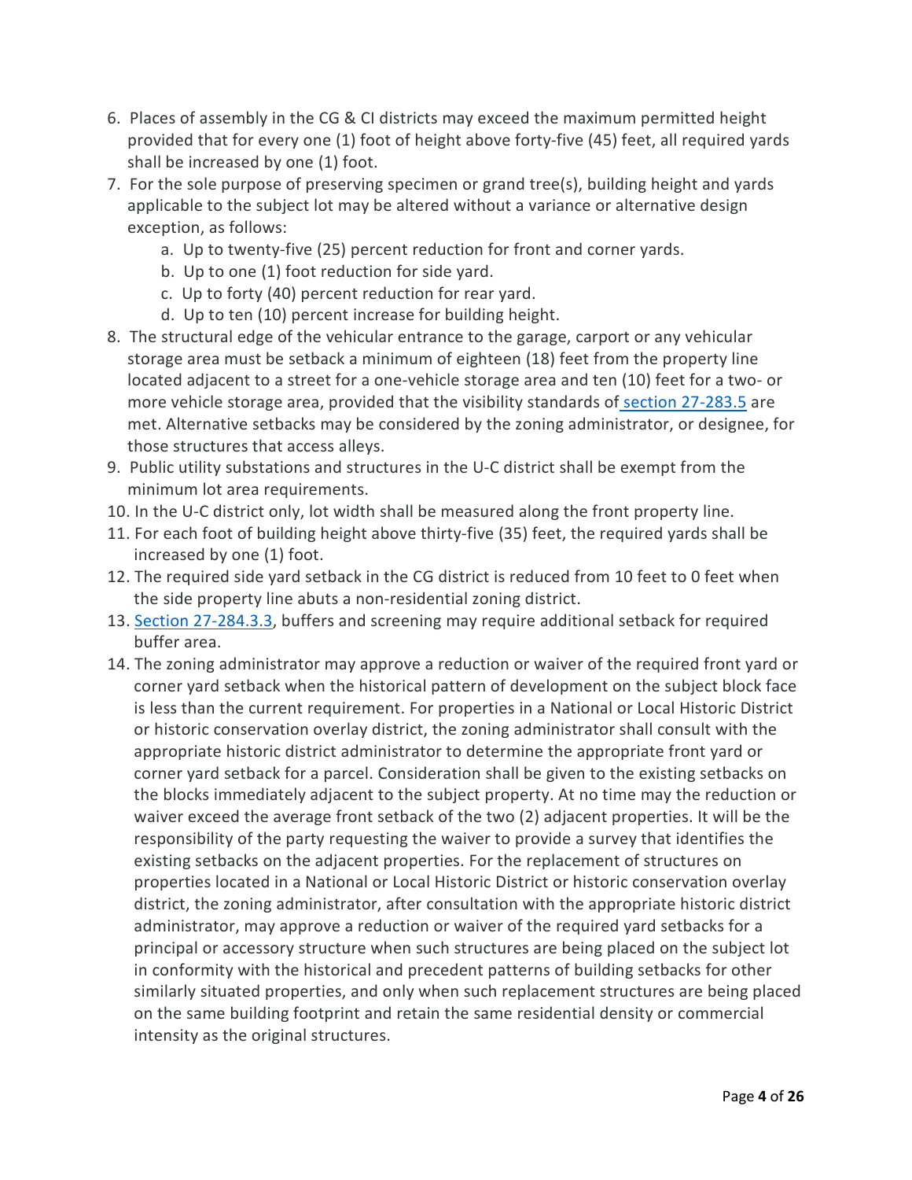6. Places of assembly in the CG & CI districts may exceed the maximum permitted height provided that for every one (1) foot of height above forty-five (45) feet, all required yards shall be increased by one (1) foot.
7. For the sole purpose of preserving specimen or grand tree(s), building height and yards applicable to the subject lot may be altered without a variance or alternative design exception, as follows:
    a. Up to twenty-five (25) percent reduction for front and corner yards.
    b. Up to one (1) foot reduction for side yard.
    c. Up to forty (40) percent reduction for rear yard.
    d. Up to ten (10) percent increase for building height.
8. The structural edge of the vehicular entrance to the garage, carport or any vehicular storage area must be setback a minimum of eighteen (18) feet from the property line located adjacent to a street for a one-vehicle storage area and ten (10) feet for a two- or more vehicle storage area, provided that the visibility standards of section 27-283.5 are met. Alternative setbacks may be considered by the zoning administrator, or designee, for those structures that access alleys.
9. Public utility substations and structures in the U-C district shall be exempt from the minimum lot area requirements.
10. In the U-C district only, lot width shall be measured along the front property line.
11. For each foot of building height above thirty-five (35) feet, the required yards shall be increased by one (1) foot.
12. The required side yard setback in the CG district is reduced from 10 feet to 0 feet when the side property line abuts a non-residential zoning district.
13. Section 27-284.3.3, buffers and screening may require additional setback for required buffer area.
14. The zoning administrator may approve a reduction or waiver of the required front yard or corner yard setback when the historical pattern of development on the subject block face is less than the current requirement. For properties in a National or Local Historic District or historic conservation overlay district, the zoning administrator shall consult with the appropriate historic district administrator to determine the appropriate front yard or corner yard setback for a parcel. Consideration shall be given to the existing setbacks on the blocks immediately adjacent to the subject property. At no time may the reduction or waiver exceed the average front setback of the two (2) adjacent properties. It will be the responsibility of the party requesting the waiver to provide a survey that identifies the existing setbacks on the adjacent properties. For the replacement of structures on properties located in a National or Local Historic District or historic conservation overlay district, the zoning administrator, after consultation with the appropriate historic district administrator, may approve a reduction or waiver of the required yard setbacks for a principal or accessory structure when such structures are being placed on the subject lot in conformity with the historical and precedent patterns of building setbacks for other similarly situated properties, and only when such replacement structures are being placed on the same building footprint and retain the same residential density or commercial intensity as the original structures.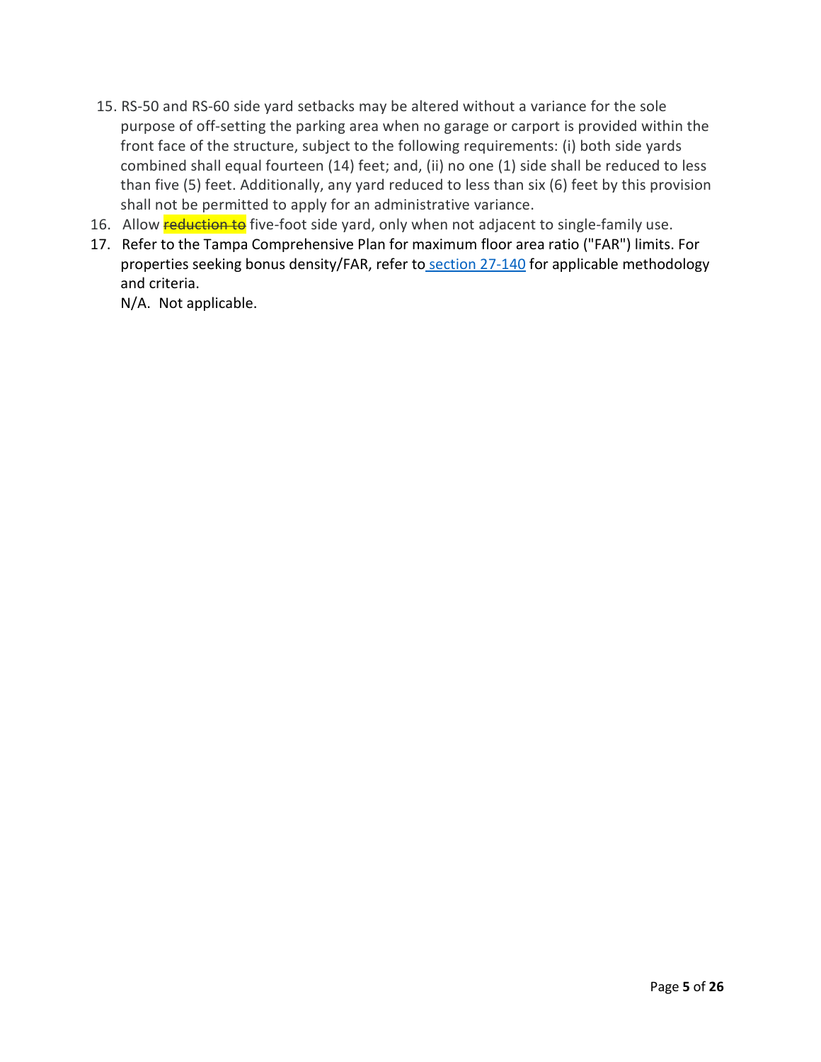15. RS-50 and RS-60 side yard setbacks may be altered without a variance for the sole purpose of off-setting the parking area when no garage or carport is provided within the front face of the structure, subject to the following requirements: (i) both side yards combined shall equal fourteen (14) feet; and, (ii) no one (1) side shall be reduced to less than five (5) feet. Additionally, any yard reduced to less than six (6) feet by this provision shall not be permitted to apply for an administrative variance.
16. Allow ~~reduction to~~ five-foot side yard, only when not adjacent to single-family use.
17. Refer to the Tampa Comprehensive Plan for maximum floor area ratio ("FAR") limits. For properties seeking bonus density/FAR, refer to section 27-140 for applicable methodology and criteria.

    N/A. Not applicable.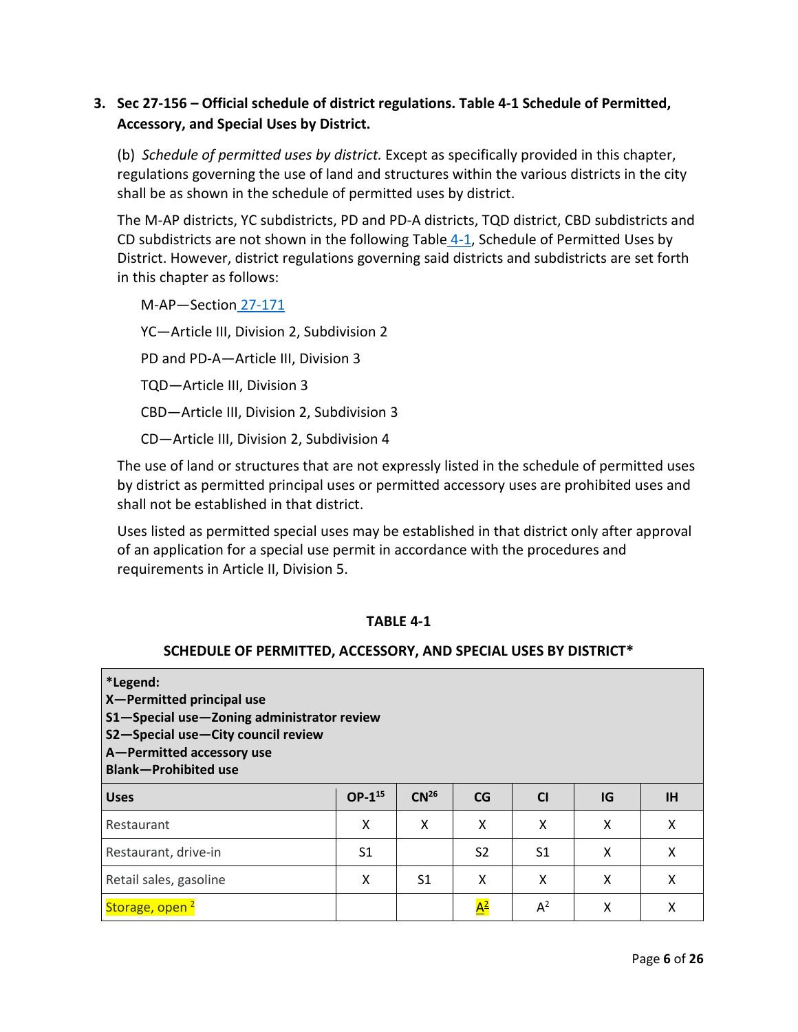3. **Sec 27-156 – Official schedule of district regulations. Table 4-1 Schedule of Permitted, Accessory, and Special Uses by District.**

(b) *Schedule of permitted uses by district.* Except as specifically provided in this chapter, regulations governing the use of land and structures within the various districts in the city shall be as shown in the schedule of permitted uses by district.

The M-AP districts, YC subdistricts, PD and PD-A districts, TQD district, CBD subdistricts and CD subdistricts are not shown in the following Table 4-1, Schedule of Permitted Uses by District. However, district regulations governing said districts and subdistricts are set forth in this chapter as follows:

M-AP—Section 27-171

YC—Article III, Division 2, Subdivision 2

PD and PD-A—Article III, Division 3

TQD—Article III, Division 3

CBD—Article III, Division 2, Subdivision 3

CD—Article III, Division 2, Subdivision 4

The use of land or structures that are not expressly listed in the schedule of permitted uses by district as permitted principal uses or permitted accessory uses are prohibited uses and shall not be established in that district.

Uses listed as permitted special uses may be established in that district only after approval of an application for a special use permit in accordance with the procedures and requirements in Article II, Division 5.

**TABLE 4-1**

**SCHEDULE OF PERMITTED, ACCESSORY, AND SPECIAL USES BY DISTRICT***

***Legend:**
**X—Permitted principal use**
**S1—Special use—Zoning administrator review**
**S2—Special use—City council review**
**A—Permitted accessory use**
**Blank—Prohibited use**

| Uses | OP-1[15] | CN[26] | CG | CI | IG | IH |
|---|---|---|---|---|---|---|
| Restaurant | X | X | X | X | X | X |
| Restaurant, drive-in | S1 | | S2 | S1 | X | X |
| Retail sales, gasoline | X | S1 | X | X | X | X |
| Storage, open [2] | | | A[2] | A[2] | X | X |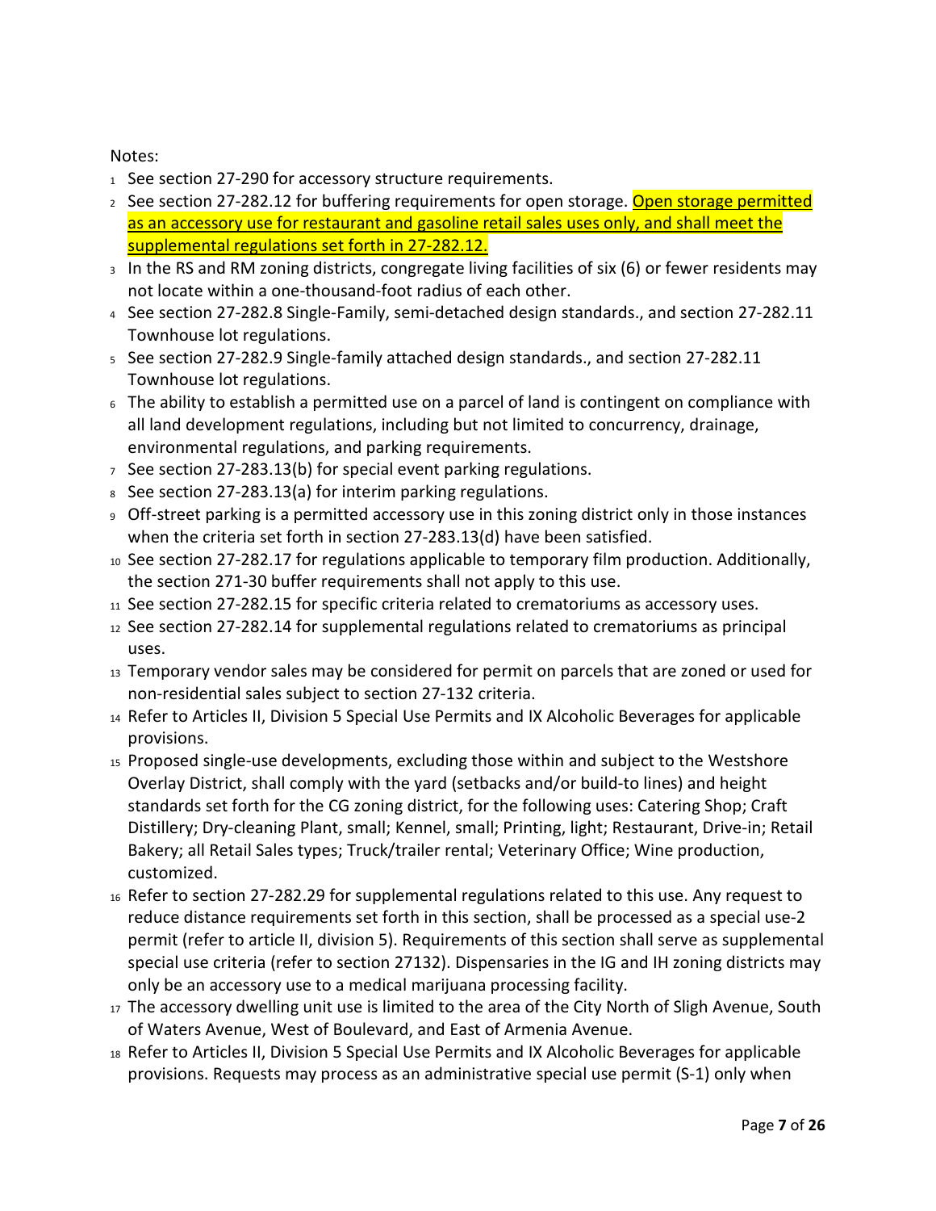Notes:

1. See section 27-290 for accessory structure requirements.
2. See section 27-282.12 for buffering requirements for open storage. <u>Open storage permitted as an accessory use for restaurant and gasoline retail sales uses only, and shall meet the supplemental regulations set forth in 27-282.12.</u>
3. In the RS and RM zoning districts, congregate living facilities of six (6) or fewer residents may not locate within a one-thousand-foot radius of each other.
4. See section 27-282.8 Single-Family, semi-detached design standards., and section 27-282.11 Townhouse lot regulations.
5. See section 27-282.9 Single-family attached design standards., and section 27-282.11 Townhouse lot regulations.
6. The ability to establish a permitted use on a parcel of land is contingent on compliance with all land development regulations, including but not limited to concurrency, drainage, environmental regulations, and parking requirements.
7. See section 27-283.13(b) for special event parking regulations.
8. See section 27-283.13(a) for interim parking regulations.
9. Off-street parking is a permitted accessory use in this zoning district only in those instances when the criteria set forth in section 27-283.13(d) have been satisfied.
10. See section 27-282.17 for regulations applicable to temporary film production. Additionally, the section 271-30 buffer requirements shall not apply to this use.
11. See section 27-282.15 for specific criteria related to crematoriums as accessory uses.
12. See section 27-282.14 for supplemental regulations related to crematoriums as principal uses.
13. Temporary vendor sales may be considered for permit on parcels that are zoned or used for non-residential sales subject to section 27-132 criteria.
14. Refer to Articles II, Division 5 Special Use Permits and IX Alcoholic Beverages for applicable provisions.
15. Proposed single-use developments, excluding those within and subject to the Westshore Overlay District, shall comply with the yard (setbacks and/or build-to lines) and height standards set forth for the CG zoning district, for the following uses: Catering Shop; Craft Distillery; Dry-cleaning Plant, small; Kennel, small; Printing, light; Restaurant, Drive-in; Retail Bakery; all Retail Sales types; Truck/trailer rental; Veterinary Office; Wine production, customized.
16. Refer to section 27-282.29 for supplemental regulations related to this use. Any request to reduce distance requirements set forth in this section, shall be processed as a special use-2 permit (refer to article II, division 5). Requirements of this section shall serve as supplemental special use criteria (refer to section 27132). Dispensaries in the IG and IH zoning districts may only be an accessory use to a medical marijuana processing facility.
17. The accessory dwelling unit use is limited to the area of the City North of Sligh Avenue, South of Waters Avenue, West of Boulevard, and East of Armenia Avenue.
18. Refer to Articles II, Division 5 Special Use Permits and IX Alcoholic Beverages for applicable provisions. Requests may process as an administrative special use permit (S-1) only when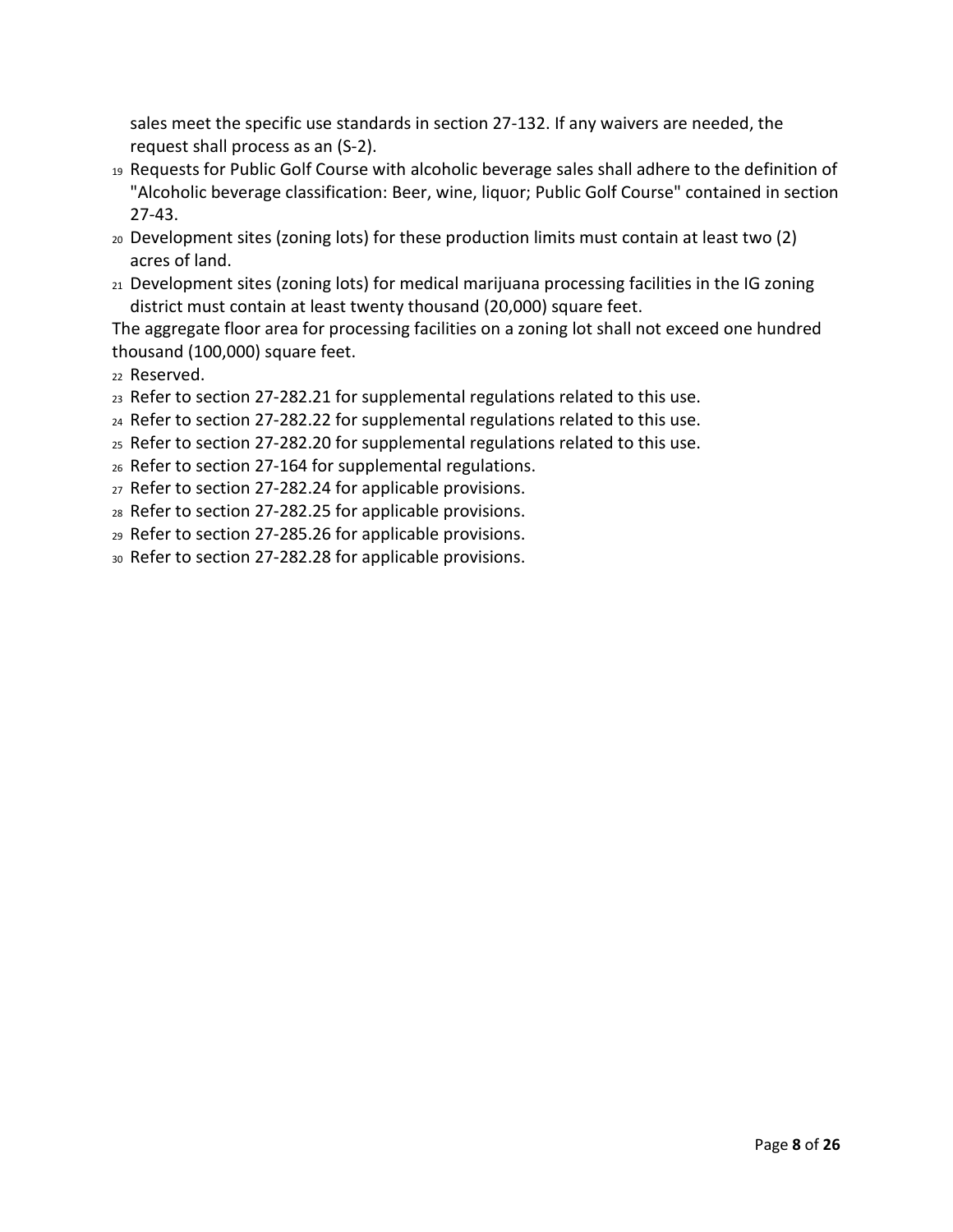sales meet the specific use standards in section 27-132. If any waivers are needed, the request shall process as an (S-2).

[19] Requests for Public Golf Course with alcoholic beverage sales shall adhere to the definition of "Alcoholic beverage classification: Beer, wine, liquor; Public Golf Course" contained in section 27-43.

[20] Development sites (zoning lots) for these production limits must contain at least two (2) acres of land.

[21] Development sites (zoning lots) for medical marijuana processing facilities in the IG zoning district must contain at least twenty thousand (20,000) square feet.

The aggregate floor area for processing facilities on a zoning lot shall not exceed one hundred thousand (100,000) square feet.

[22] Reserved.

[23] Refer to section 27-282.21 for supplemental regulations related to this use.

[24] Refer to section 27-282.22 for supplemental regulations related to this use.

[25] Refer to section 27-282.20 for supplemental regulations related to this use.

[26] Refer to section 27-164 for supplemental regulations.

[27] Refer to section 27-282.24 for applicable provisions.

[28] Refer to section 27-282.25 for applicable provisions.

[29] Refer to section 27-285.26 for applicable provisions.

[30] Refer to section 27-282.28 for applicable provisions.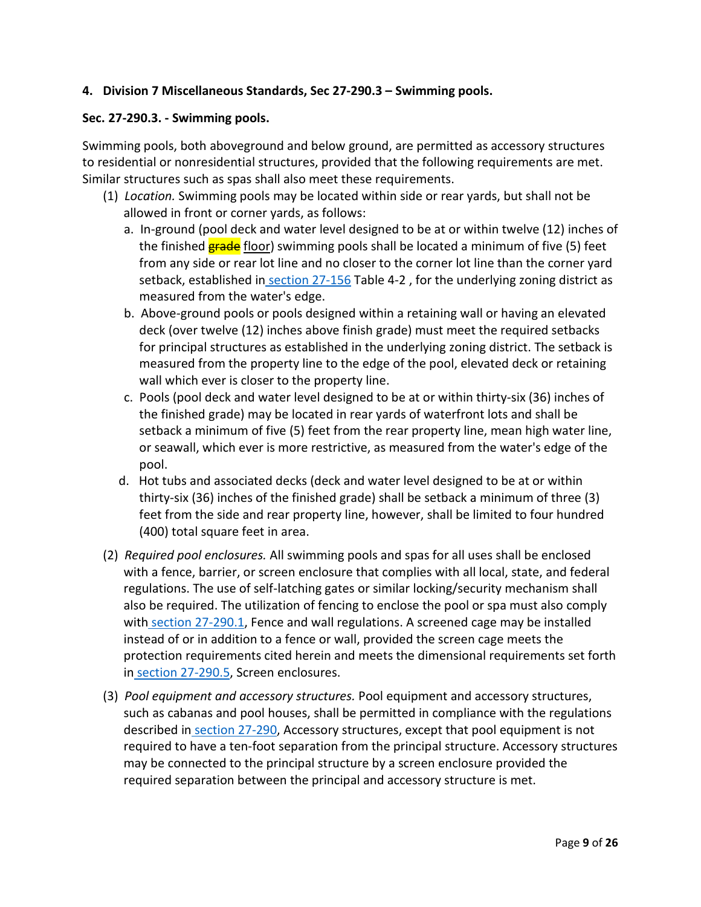**4. Division 7 Miscellaneous Standards, Sec 27-290.3 – Swimming pools.**

**Sec. 27-290.3. - Swimming pools.**

Swimming pools, both aboveground and below ground, are permitted as accessory structures to residential or nonresidential structures, provided that the following requirements are met. Similar structures such as spas shall also meet these requirements.

(1) *Location.* Swimming pools may be located within side or rear yards, but shall not be allowed in front or corner yards, as follows:

   a. In-ground (pool deck and water level designed to be at or within twelve (12) inches of the finished ~~grade~~ floor) swimming pools shall be located a minimum of five (5) feet from any side or rear lot line and no closer to the corner lot line than the corner yard setback, established in section 27-156 Table 4-2 , for the underlying zoning district as measured from the water's edge.

   b. Above-ground pools or pools designed within a retaining wall or having an elevated deck (over twelve (12) inches above finish grade) must meet the required setbacks for principal structures as established in the underlying zoning district. The setback is measured from the property line to the edge of the pool, elevated deck or retaining wall which ever is closer to the property line.

   c. Pools (pool deck and water level designed to be at or within thirty-six (36) inches of the finished grade) may be located in rear yards of waterfront lots and shall be setback a minimum of five (5) feet from the rear property line, mean high water line, or seawall, which ever is more restrictive, as measured from the water's edge of the pool.

   d. Hot tubs and associated decks (deck and water level designed to be at or within thirty-six (36) inches of the finished grade) shall be setback a minimum of three (3) feet from the side and rear property line, however, shall be limited to four hundred (400) total square feet in area.

(2) *Required pool enclosures.* All swimming pools and spas for all uses shall be enclosed with a fence, barrier, or screen enclosure that complies with all local, state, and federal regulations. The use of self-latching gates or similar locking/security mechanism shall also be required. The utilization of fencing to enclose the pool or spa must also comply with section 27-290.1, Fence and wall regulations. A screened cage may be installed instead of or in addition to a fence or wall, provided the screen cage meets the protection requirements cited herein and meets the dimensional requirements set forth in section 27-290.5, Screen enclosures.

(3) *Pool equipment and accessory structures.* Pool equipment and accessory structures, such as cabanas and pool houses, shall be permitted in compliance with the regulations described in section 27-290, Accessory structures, except that pool equipment is not required to have a ten-foot separation from the principal structure. Accessory structures may be connected to the principal structure by a screen enclosure provided the required separation between the principal and accessory structure is met.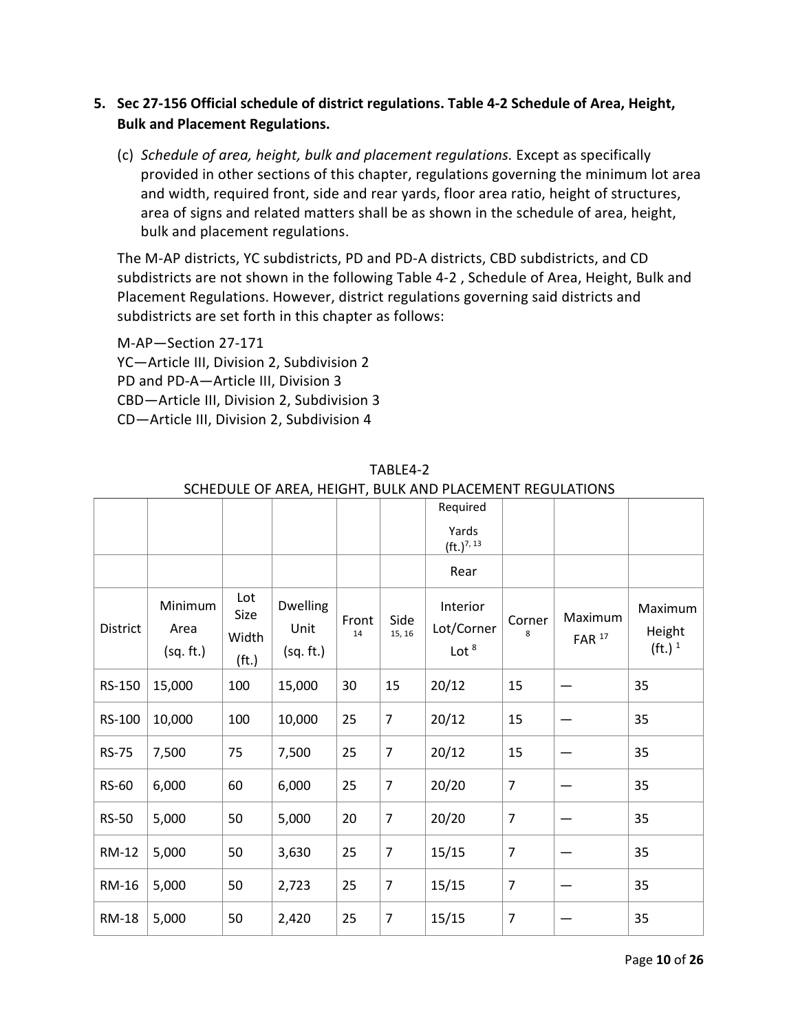5. **Sec 27-156 Official schedule of district regulations. Table 4-2 Schedule of Area, Height, Bulk and Placement Regulations.**

   (c) *Schedule of area, height, bulk and placement regulations.* Except as specifically provided in other sections of this chapter, regulations governing the minimum lot area and width, required front, side and rear yards, floor area ratio, height of structures, area of signs and related matters shall be as shown in the schedule of area, height, bulk and placement regulations.

   The M-AP districts, YC subdistricts, PD and PD-A districts, CBD subdistricts, and CD subdistricts are not shown in the following Table 4-2 , Schedule of Area, Height, Bulk and Placement Regulations. However, district regulations governing said districts and subdistricts are set forth in this chapter as follows:

   M-AP—Section 27-171
   YC—Article III, Division 2, Subdivision 2
   PD and PD-A—Article III, Division 3
   CBD—Article III, Division 2, Subdivision 3
   CD—Article III, Division 2, Subdivision 4

TABLE4-2
SCHEDULE OF AREA, HEIGHT, BULK AND PLACEMENT REGULATIONS

| | | | | | | Required Yards (ft.)[7, 13] | | | |
|---|---|---|---|---|---|---|---|---|---|
| | | | | | | Rear | | | |
| District | Minimum Area (sq. ft.) | Lot Size Width (ft.) | Dwelling Unit (sq. ft.) | Front [14] | Side [15, 16] | Interior Lot/Corner Lot [8] | Corner [8] | Maximum FAR [17] | Maximum Height (ft.) [1] |
| RS-150 | 15,000 | 100 | 15,000 | 30 | 15 | 20/12 | 15 | — | 35 |
| RS-100 | 10,000 | 100 | 10,000 | 25 | 7 | 20/12 | 15 | — | 35 |
| RS-75 | 7,500 | 75 | 7,500 | 25 | 7 | 20/12 | 15 | — | 35 |
| RS-60 | 6,000 | 60 | 6,000 | 25 | 7 | 20/20 | 7 | — | 35 |
| RS-50 | 5,000 | 50 | 5,000 | 20 | 7 | 20/20 | 7 | — | 35 |
| RM-12 | 5,000 | 50 | 3,630 | 25 | 7 | 15/15 | 7 | — | 35 |
| RM-16 | 5,000 | 50 | 2,723 | 25 | 7 | 15/15 | 7 | — | 35 |
| RM-18 | 5,000 | 50 | 2,420 | 25 | 7 | 15/15 | 7 | — | 35 |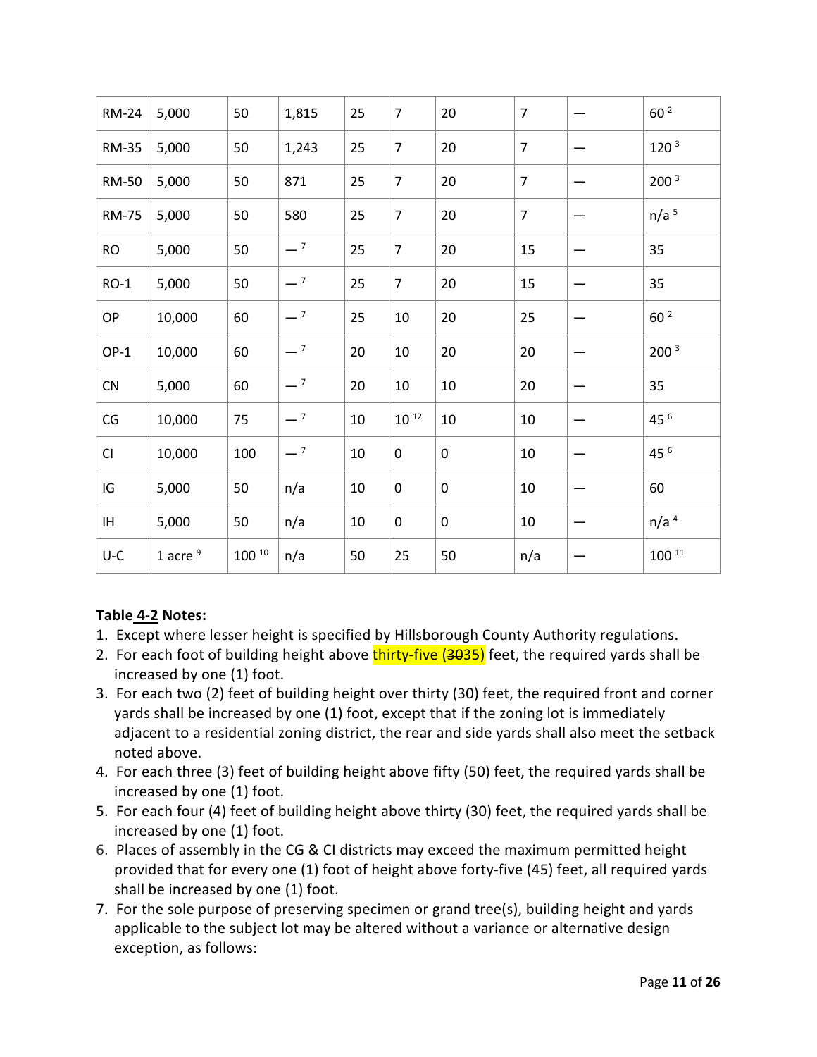| RM-24 | 5,000 | 50 | 1,815 | 25 | 7 | 20 | 7 | — | 60 [2] |
|---|---|---|---|---|---|---|---|---|---|
| RM-35 | 5,000 | 50 | 1,243 | 25 | 7 | 20 | 7 | — | 120 [3] |
| RM-50 | 5,000 | 50 | 871 | 25 | 7 | 20 | 7 | — | 200 [3] |
| RM-75 | 5,000 | 50 | 580 | 25 | 7 | 20 | 7 | — | n/a [5] |
| RO | 5,000 | 50 | — [7] | 25 | 7 | 20 | 15 | — | 35 |
| RO-1 | 5,000 | 50 | — [7] | 25 | 7 | 20 | 15 | — | 35 |
| OP | 10,000 | 60 | — [7] | 25 | 10 | 20 | 25 | — | 60 [2] |
| OP-1 | 10,000 | 60 | — [7] | 20 | 10 | 20 | 20 | — | 200 [3] |
| CN | 5,000 | 60 | — [7] | 20 | 10 | 10 | 20 | — | 35 |
| CG | 10,000 | 75 | — [7] | 10 | 10 [12] | 10 | 10 | — | 45 [6] |
| CI | 10,000 | 100 | — [7] | 10 | 0 | 0 | 10 | — | 45 [6] |
| IG | 5,000 | 50 | n/a | 10 | 0 | 0 | 10 | — | 60 |
| IH | 5,000 | 50 | n/a | 10 | 0 | 0 | 10 | — | n/a [4] |
| U-C | 1 acre [9] | 100 [10] | n/a | 50 | 25 | 50 | n/a | — | 100 [11] |

**Table 4-2 Notes:**

1. Except where lesser height is specified by Hillsborough County Authority regulations.
2. For each foot of building height above thirty-five (3035) feet, the required yards shall be increased by one (1) foot.
3. For each two (2) feet of building height over thirty (30) feet, the required front and corner yards shall be increased by one (1) foot, except that if the zoning lot is immediately adjacent to a residential zoning district, the rear and side yards shall also meet the setback noted above.
4. For each three (3) feet of building height above fifty (50) feet, the required yards shall be increased by one (1) foot.
5. For each four (4) feet of building height above thirty (30) feet, the required yards shall be increased by one (1) foot.
6. Places of assembly in the CG & CI districts may exceed the maximum permitted height provided that for every one (1) foot of height above forty-five (45) feet, all required yards shall be increased by one (1) foot.
7. For the sole purpose of preserving specimen or grand tree(s), building height and yards applicable to the subject lot may be altered without a variance or alternative design exception, as follows: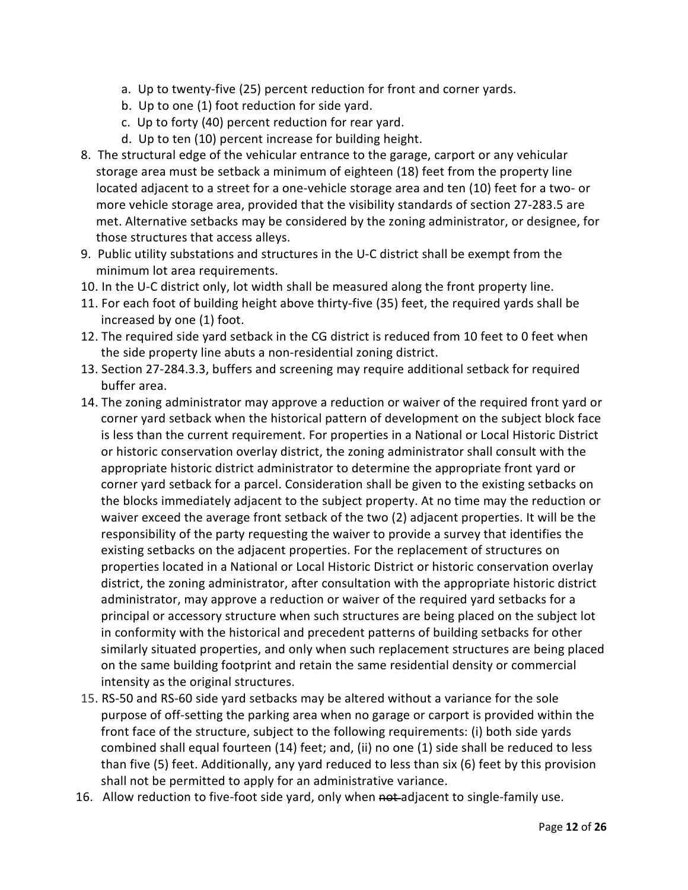a. Up to twenty-five (25) percent reduction for front and corner yards.
   b. Up to one (1) foot reduction for side yard.
   c. Up to forty (40) percent reduction for rear yard.
   d. Up to ten (10) percent increase for building height.

8. The structural edge of the vehicular entrance to the garage, carport or any vehicular storage area must be setback a minimum of eighteen (18) feet from the property line located adjacent to a street for a one-vehicle storage area and ten (10) feet for a two- or more vehicle storage area, provided that the visibility standards of section 27-283.5 are met. Alternative setbacks may be considered by the zoning administrator, or designee, for those structures that access alleys.
9. Public utility substations and structures in the U-C district shall be exempt from the minimum lot area requirements.
10. In the U-C district only, lot width shall be measured along the front property line.
11. For each foot of building height above thirty-five (35) feet, the required yards shall be increased by one (1) foot.
12. The required side yard setback in the CG district is reduced from 10 feet to 0 feet when the side property line abuts a non-residential zoning district.
13. Section 27-284.3.3, buffers and screening may require additional setback for required buffer area.
14. The zoning administrator may approve a reduction or waiver of the required front yard or corner yard setback when the historical pattern of development on the subject block face is less than the current requirement. For properties in a National or Local Historic District or historic conservation overlay district, the zoning administrator shall consult with the appropriate historic district administrator to determine the appropriate front yard or corner yard setback for a parcel. Consideration shall be given to the existing setbacks on the blocks immediately adjacent to the subject property. At no time may the reduction or waiver exceed the average front setback of the two (2) adjacent properties. It will be the responsibility of the party requesting the waiver to provide a survey that identifies the existing setbacks on the adjacent properties. For the replacement of structures on properties located in a National or Local Historic District or historic conservation overlay district, the zoning administrator, after consultation with the appropriate historic district administrator, may approve a reduction or waiver of the required yard setbacks for a principal or accessory structure when such structures are being placed on the subject lot in conformity with the historical and precedent patterns of building setbacks for other similarly situated properties, and only when such replacement structures are being placed on the same building footprint and retain the same residential density or commercial intensity as the original structures.
15. RS-50 and RS-60 side yard setbacks may be altered without a variance for the sole purpose of off-setting the parking area when no garage or carport is provided within the front face of the structure, subject to the following requirements: (i) both side yards combined shall equal fourteen (14) feet; and, (ii) no one (1) side shall be reduced to less than five (5) feet. Additionally, any yard reduced to less than six (6) feet by this provision shall not be permitted to apply for an administrative variance.
16. Allow reduction to five-foot side yard, only when ~~not~~ adjacent to single-family use.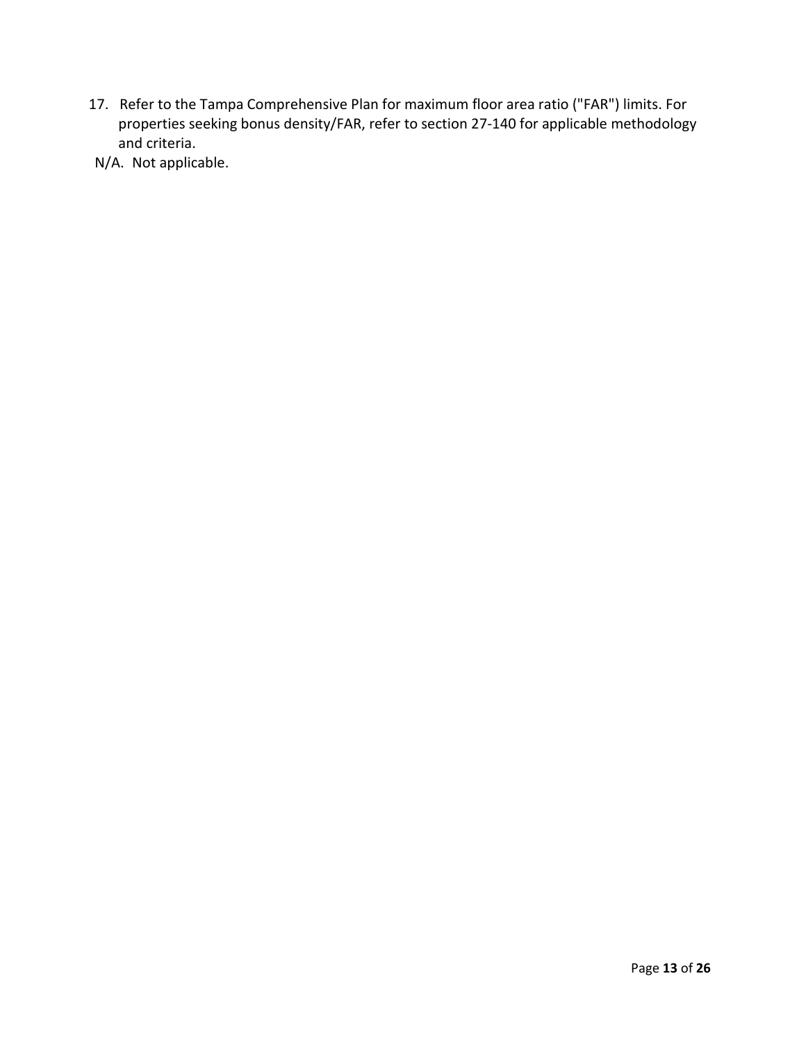17. Refer to the Tampa Comprehensive Plan for maximum floor area ratio ("FAR") limits. For properties seeking bonus density/FAR, refer to section 27-140 for applicable methodology and criteria.

N/A. Not applicable.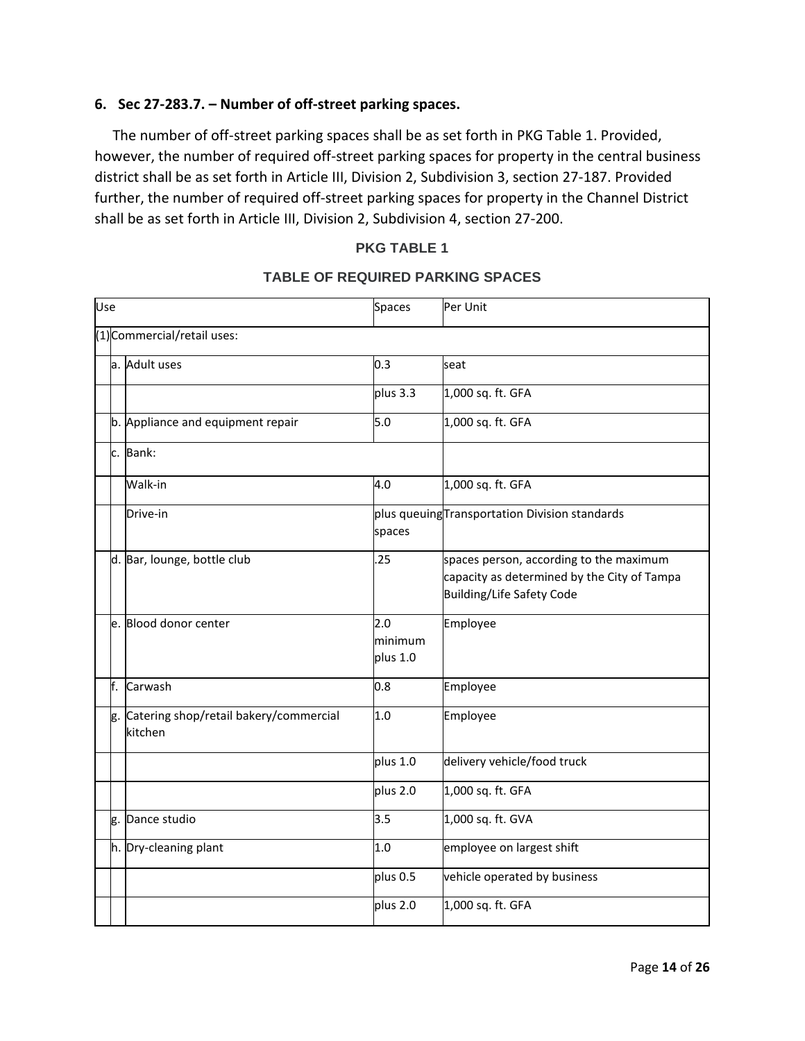### 6. Sec 27-283.7. – Number of off-street parking spaces.

The number of off-street parking spaces shall be as set forth in PKG Table 1. Provided, however, the number of required off-street parking spaces for property in the central business district shall be as set forth in Article III, Division 2, Subdivision 3, section 27-187. Provided further, the number of required off-street parking spaces for property in the Channel District shall be as set forth in Article III, Division 2, Subdivision 4, section 27-200.

**PKG TABLE 1**

**TABLE OF REQUIRED PARKING SPACES**

| Use | | | Spaces | Per Unit |
|---|---|---|---|---|
| (1) | Commercial/retail uses: | | | |
| | a. | Adult uses | 0.3 | seat |
| | | | plus 3.3 | 1,000 sq. ft. GFA |
| | b. | Appliance and equipment repair | 5.0 | 1,000 sq. ft. GFA |
| | c. | Bank: | | |
| | | Walk-in | 4.0 | 1,000 sq. ft. GFA |
| | | Drive-in | plus queuing spaces | Transportation Division standards |
| | d. | Bar, lounge, bottle club | .25 | spaces person, according to the maximum capacity as determined by the City of Tampa Building/Life Safety Code |
| | e. | Blood donor center | 2.0 minimum plus 1.0 | Employee |
| | f. | Carwash | 0.8 | Employee |
| | g. | Catering shop/retail bakery/commercial kitchen | 1.0 | Employee |
| | | | plus 1.0 | delivery vehicle/food truck |
| | | | plus 2.0 | 1,000 sq. ft. GFA |
| | g. | Dance studio | 3.5 | 1,000 sq. ft. GVA |
| | h. | Dry-cleaning plant | 1.0 | employee on largest shift |
| | | | plus 0.5 | vehicle operated by business |
| | | | plus 2.0 | 1,000 sq. ft. GFA |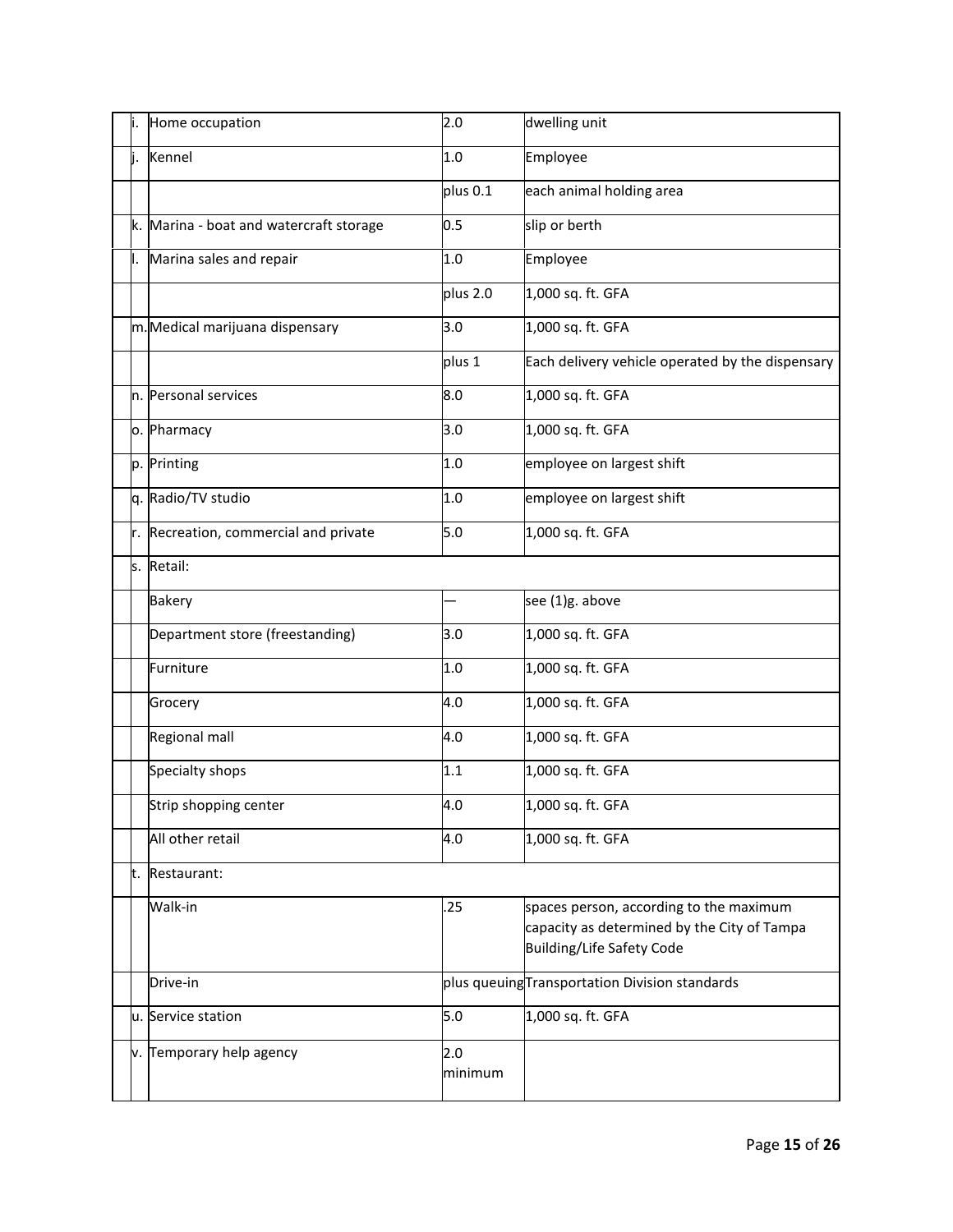| | | | |
|---|---|---|---|
| i. | Home occupation | 2.0 | dwelling unit |
| j. | Kennel | 1.0 | Employee |
| | | plus 0.1 | each animal holding area |
| k. | Marina - boat and watercraft storage | 0.5 | slip or berth |
| l. | Marina sales and repair | 1.0 | Employee |
| | | plus 2.0 | 1,000 sq. ft. GFA |
| m. | Medical marijuana dispensary | 3.0 | 1,000 sq. ft. GFA |
| | | plus 1 | Each delivery vehicle operated by the dispensary |
| n. | Personal services | 8.0 | 1,000 sq. ft. GFA |
| o. | Pharmacy | 3.0 | 1,000 sq. ft. GFA |
| p. | Printing | 1.0 | employee on largest shift |
| q. | Radio/TV studio | 1.0 | employee on largest shift |
| r. | Recreation, commercial and private | 5.0 | 1,000 sq. ft. GFA |
| s. | Retail: | | |
| | Bakery | — | see (1)g. above |
| | Department store (freestanding) | 3.0 | 1,000 sq. ft. GFA |
| | Furniture | 1.0 | 1,000 sq. ft. GFA |
| | Grocery | 4.0 | 1,000 sq. ft. GFA |
| | Regional mall | 4.0 | 1,000 sq. ft. GFA |
| | Specialty shops | 1.1 | 1,000 sq. ft. GFA |
| | Strip shopping center | 4.0 | 1,000 sq. ft. GFA |
| | All other retail | 4.0 | 1,000 sq. ft. GFA |
| t. | Restaurant: | | |
| | Walk-in | .25 | spaces person, according to the maximum capacity as determined by the City of Tampa Building/Life Safety Code |
| | Drive-in | plus queuing | Transportation Division standards |
| u. | Service station | 5.0 | 1,000 sq. ft. GFA |
| v. | Temporary help agency | 2.0 minimum | |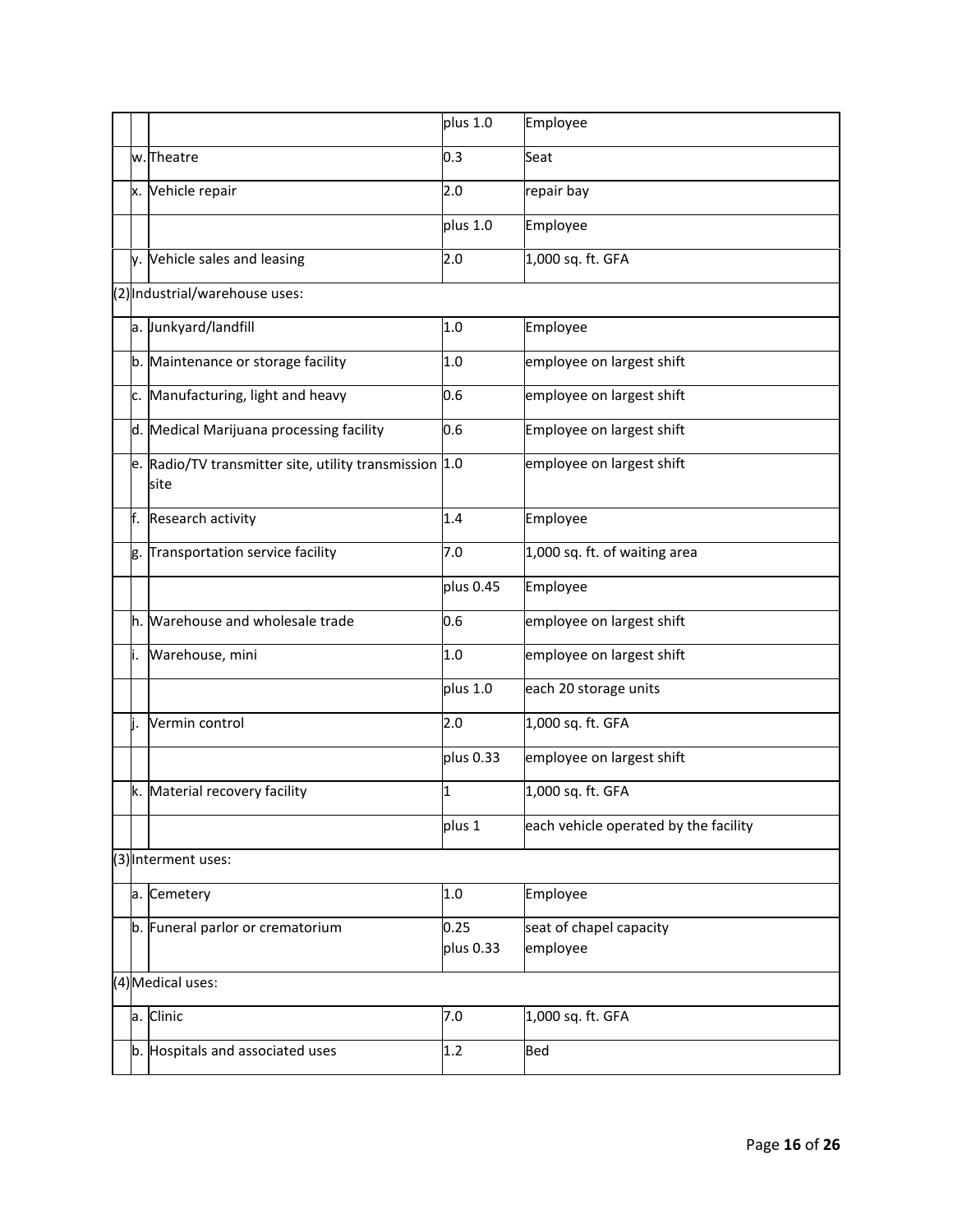| | | | | |
|---|---|---|---|---|
| | | | plus 1.0 | Employee |
| | w. | Theatre | 0.3 | Seat |
| | x. | Vehicle repair | 2.0 | repair bay |
| | | | plus 1.0 | Employee |
| | y. | Vehicle sales and leasing | 2.0 | 1,000 sq. ft. GFA |
| (2) | Industrial/warehouse uses: | | | |
| | a. | Junkyard/landfill | 1.0 | Employee |
| | b. | Maintenance or storage facility | 1.0 | employee on largest shift |
| | c. | Manufacturing, light and heavy | 0.6 | employee on largest shift |
| | d. | Medical Marijuana processing facility | 0.6 | Employee on largest shift |
| | e. | Radio/TV transmitter site, utility transmission site | 1.0 | employee on largest shift |
| | f. | Research activity | 1.4 | Employee |
| | g. | Transportation service facility | 7.0 | 1,000 sq. ft. of waiting area |
| | | | plus 0.45 | Employee |
| | h. | Warehouse and wholesale trade | 0.6 | employee on largest shift |
| | i. | Warehouse, mini | 1.0 | employee on largest shift |
| | | | plus 1.0 | each 20 storage units |
| | j. | Vermin control | 2.0 | 1,000 sq. ft. GFA |
| | | | plus 0.33 | employee on largest shift |
| | k. | Material recovery facility | 1 | 1,000 sq. ft. GFA |
| | | | plus 1 | each vehicle operated by the facility |
| (3) | Interment uses: | | | |
| | a. | Cemetery | 1.0 | Employee |
| | b. | Funeral parlor or crematorium | 0.25<br>plus 0.33 | seat of chapel capacity<br>employee |
| (4) | Medical uses: | | | |
| | a. | Clinic | 7.0 | 1,000 sq. ft. GFA |
| | b. | Hospitals and associated uses | 1.2 | Bed |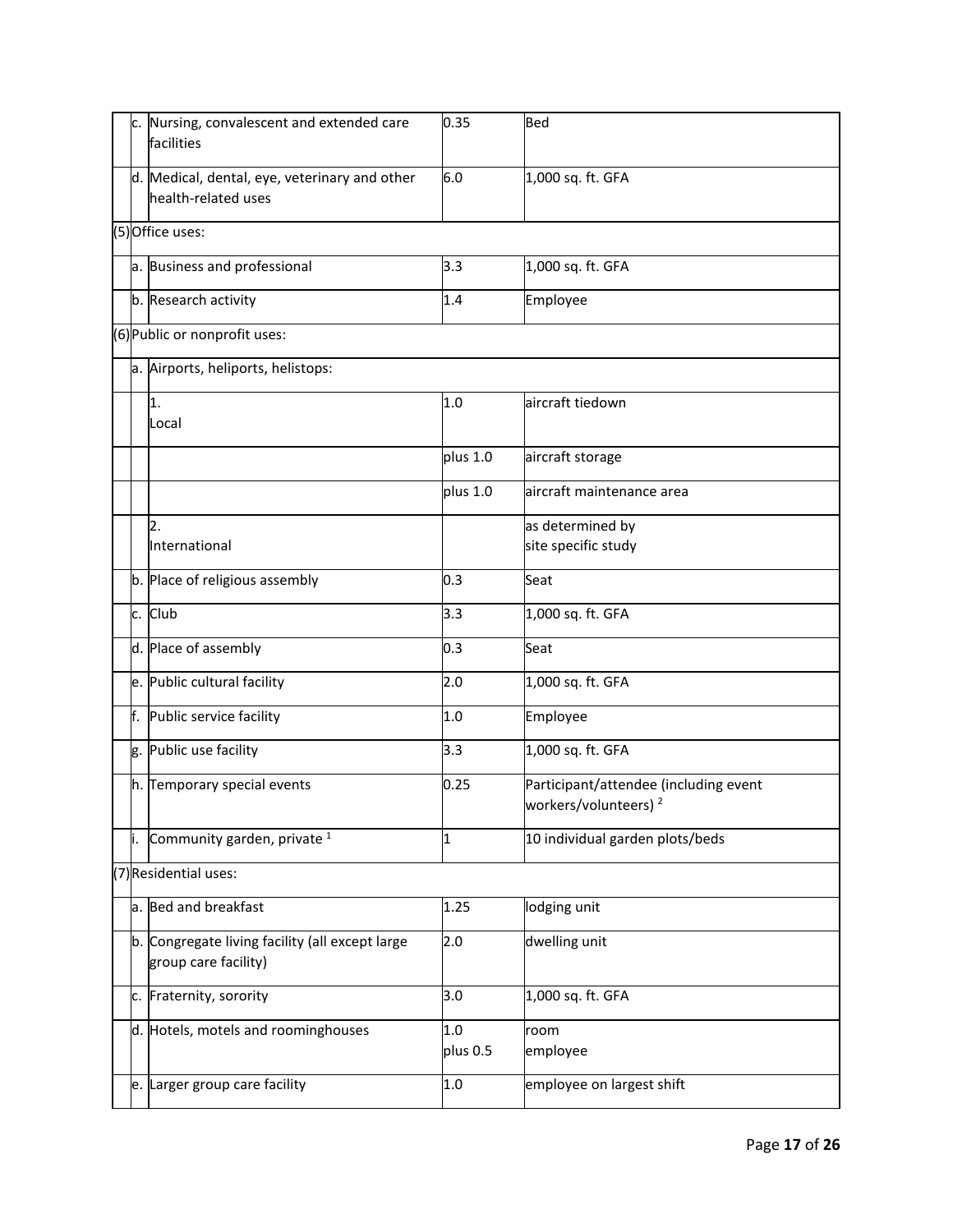| | | | | |
|---|---|---|---|---|
| | c. | Nursing, convalescent and extended care facilities | 0.35 | Bed |
| | d. | Medical, dental, eye, veterinary and other health-related uses | 6.0 | 1,000 sq. ft. GFA |
| (5) | Office uses: | | | |
| | a. | Business and professional | 3.3 | 1,000 sq. ft. GFA |
| | b. | Research activity | 1.4 | Employee |
| (6) | Public or nonprofit uses: | | | |
| | a. | Airports, heliports, helistops: | | |
| | | 1. Local | 1.0 | aircraft tiedown |
| | | | plus 1.0 | aircraft storage |
| | | | plus 1.0 | aircraft maintenance area |
| | | 2. International | | as determined by site specific study |
| | b. | Place of religious assembly | 0.3 | Seat |
| | c. | Club | 3.3 | 1,000 sq. ft. GFA |
| | d. | Place of assembly | 0.3 | Seat |
| | e. | Public cultural facility | 2.0 | 1,000 sq. ft. GFA |
| | f. | Public service facility | 1.0 | Employee |
| | g. | Public use facility | 3.3 | 1,000 sq. ft. GFA |
| | h. | Temporary special events | 0.25 | Participant/attendee (including event workers/volunteers) [2] |
| | i. | Community garden, private [1] | 1 | 10 individual garden plots/beds |
| (7) | Residential uses: | | | |
| | a. | Bed and breakfast | 1.25 | lodging unit |
| | b. | Congregate living facility (all except large group care facility) | 2.0 | dwelling unit |
| | c. | Fraternity, sorority | 3.0 | 1,000 sq. ft. GFA |
| | d. | Hotels, motels and roominghouses | 1.0 plus 0.5 | room employee |
| | e. | Larger group care facility | 1.0 | employee on largest shift |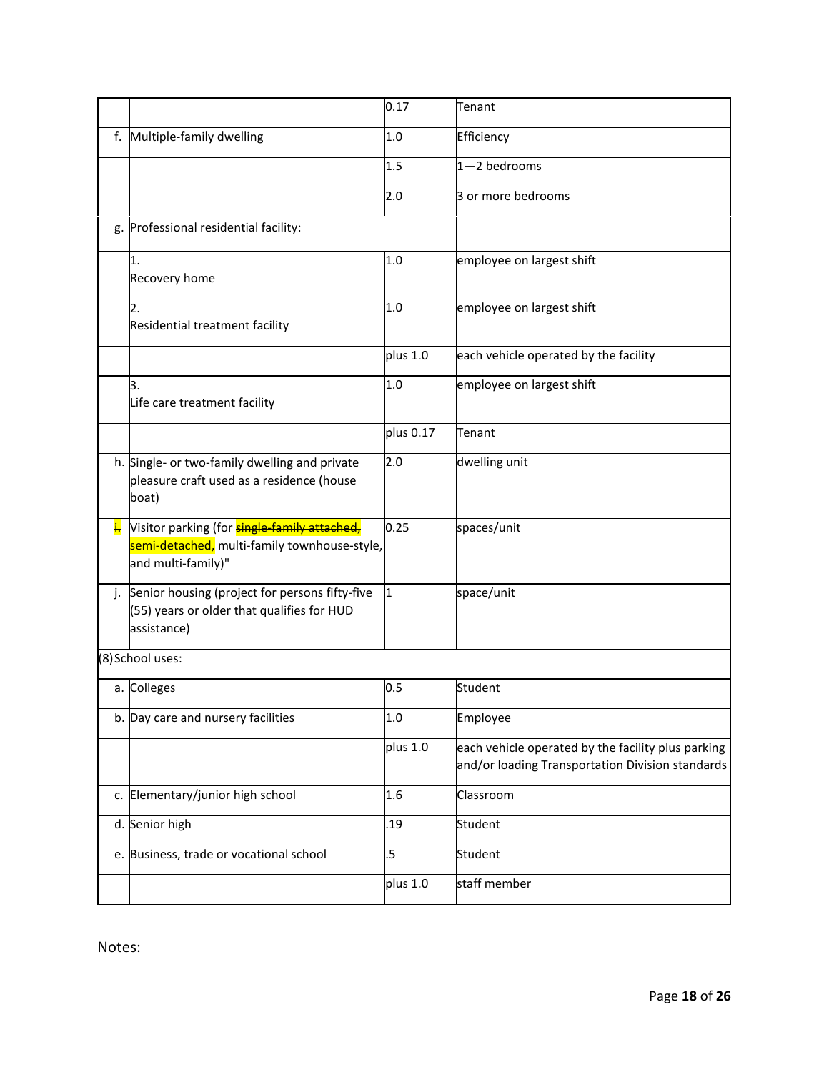| | | | |
|---|---|---|---|
| | | 0.17 | Tenant |
| f. | Multiple-family dwelling | 1.0 | Efficiency |
| | | 1.5 | 1—2 bedrooms |
| | | 2.0 | 3 or more bedrooms |
| g. | Professional residential facility: | | |
| | 1. Recovery home | 1.0 | employee on largest shift |
| | 2. Residential treatment facility | 1.0 | employee on largest shift |
| | | plus 1.0 | each vehicle operated by the facility |
| | 3. Life care treatment facility | 1.0 | employee on largest shift |
| | | plus 0.17 | Tenant |
| h. | Single- or two-family dwelling and private pleasure craft used as a residence (house boat) | 2.0 | dwelling unit |
| i. | Visitor parking (for ~~single-family attached, semi-detached,~~ multi-family townhouse-style, and multi-family)" | 0.25 | spaces/unit |
| j. | Senior housing (project for persons fifty-five (55) years or older that qualifies for HUD assistance) | 1 | space/unit |
| (8) | School uses: | | |
| a. | Colleges | 0.5 | Student |
| b. | Day care and nursery facilities | 1.0 | Employee |
| | | plus 1.0 | each vehicle operated by the facility plus parking and/or loading Transportation Division standards |
| c. | Elementary/junior high school | 1.6 | Classroom |
| d. | Senior high | .19 | Student |
| e. | Business, trade or vocational school | .5 | Student |
| | | plus 1.0 | staff member |

Notes: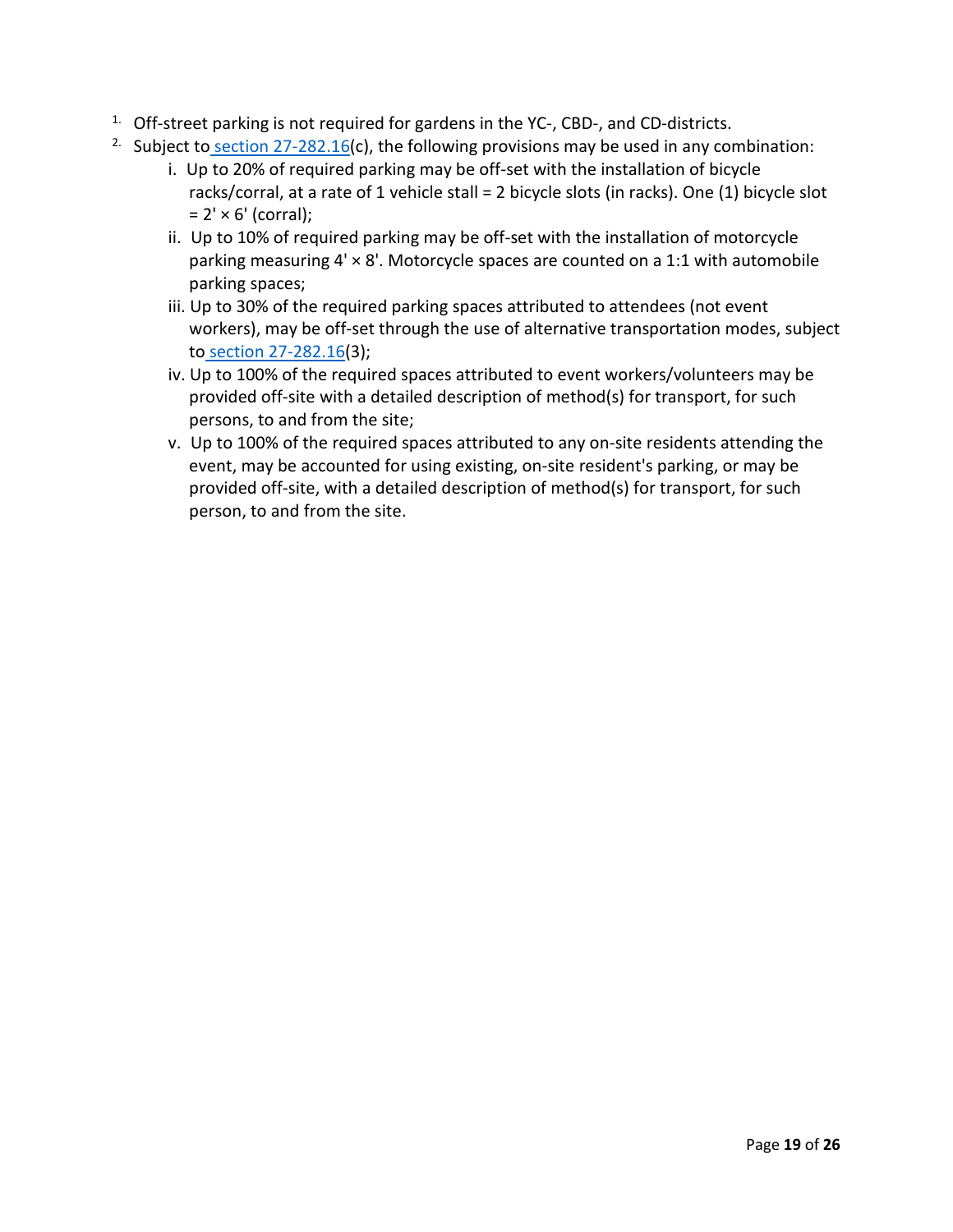1. Off-street parking is not required for gardens in the YC-, CBD-, and CD-districts.
2. Subject to section 27-282.16(c), the following provisions may be used in any combination:
    i. Up to 20% of required parking may be off-set with the installation of bicycle racks/corral, at a rate of 1 vehicle stall = 2 bicycle slots (in racks). One (1) bicycle slot = 2' × 6' (corral);
    ii. Up to 10% of required parking may be off-set with the installation of motorcycle parking measuring 4' × 8'. Motorcycle spaces are counted on a 1:1 with automobile parking spaces;
    iii. Up to 30% of the required parking spaces attributed to attendees (not event workers), may be off-set through the use of alternative transportation modes, subject to section 27-282.16(3);
    iv. Up to 100% of the required spaces attributed to event workers/volunteers may be provided off-site with a detailed description of method(s) for transport, for such persons, to and from the site;
    v. Up to 100% of the required spaces attributed to any on-site residents attending the event, may be accounted for using existing, on-site resident's parking, or may be provided off-site, with a detailed description of method(s) for transport, for such person, to and from the site.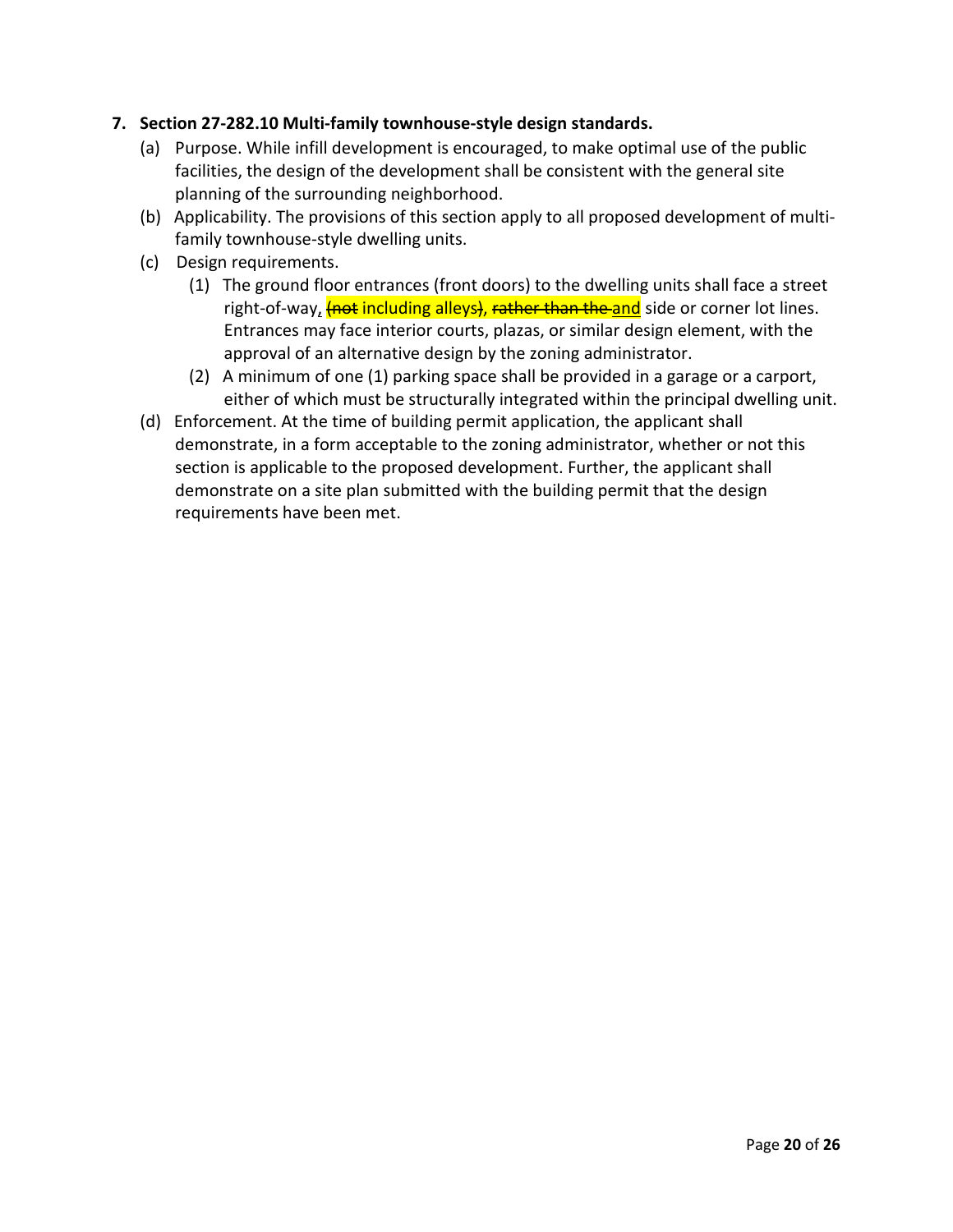**7. Section 27-282.10 Multi-family townhouse-style design standards.**

(a) Purpose. While infill development is encouraged, to make optimal use of the public facilities, the design of the development shall be consistent with the general site planning of the surrounding neighborhood.

(b) Applicability. The provisions of this section apply to all proposed development of multi-family townhouse-style dwelling units.

(c) Design requirements.

(1) The ground floor entrances (front doors) to the dwelling units shall face a street right-of-way<u>,</u> ~~(not~~ including alleys~~)~~, ~~rather than the~~ <u>and</u> side or corner lot lines. Entrances may face interior courts, plazas, or similar design element, with the approval of an alternative design by the zoning administrator.

(2) A minimum of one (1) parking space shall be provided in a garage or a carport, either of which must be structurally integrated within the principal dwelling unit.

(d) Enforcement. At the time of building permit application, the applicant shall demonstrate, in a form acceptable to the zoning administrator, whether or not this section is applicable to the proposed development. Further, the applicant shall demonstrate on a site plan submitted with the building permit that the design requirements have been met.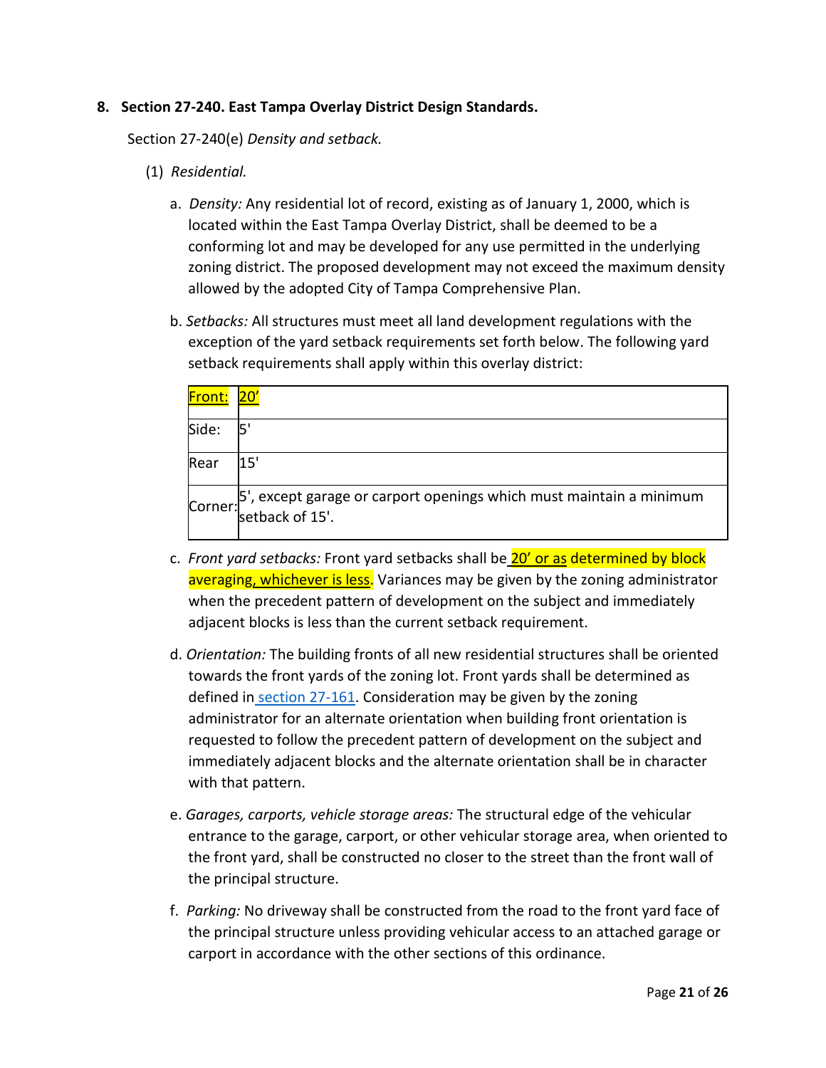**8. Section 27-240. East Tampa Overlay District Design Standards.**

Section 27-240(e) *Density and setback.*

(1) *Residential.*

a. *Density:* Any residential lot of record, existing as of January 1, 2000, which is located within the East Tampa Overlay District, shall be deemed to be a conforming lot and may be developed for any use permitted in the underlying zoning district. The proposed development may not exceed the maximum density allowed by the adopted City of Tampa Comprehensive Plan.

b. *Setbacks:* All structures must meet all land development regulations with the exception of the yard setback requirements set forth below. The following yard setback requirements shall apply within this overlay district:

| Front: | 20' |
|---|---|
| Side: | 5' |
| Rear | 15' |
| Corner: | 5', except garage or carport openings which must maintain a minimum setback of 15'. |

c. *Front yard setbacks:* Front yard setbacks shall be 20' or as determined by block averaging, whichever is less. Variances may be given by the zoning administrator when the precedent pattern of development on the subject and immediately adjacent blocks is less than the current setback requirement.

d. *Orientation:* The building fronts of all new residential structures shall be oriented towards the front yards of the zoning lot. Front yards shall be determined as defined in section 27-161. Consideration may be given by the zoning administrator for an alternate orientation when building front orientation is requested to follow the precedent pattern of development on the subject and immediately adjacent blocks and the alternate orientation shall be in character with that pattern.

e. *Garages, carports, vehicle storage areas:* The structural edge of the vehicular entrance to the garage, carport, or other vehicular storage area, when oriented to the front yard, shall be constructed no closer to the street than the front wall of the principal structure.

f. *Parking:* No driveway shall be constructed from the road to the front yard face of the principal structure unless providing vehicular access to an attached garage or carport in accordance with the other sections of this ordinance.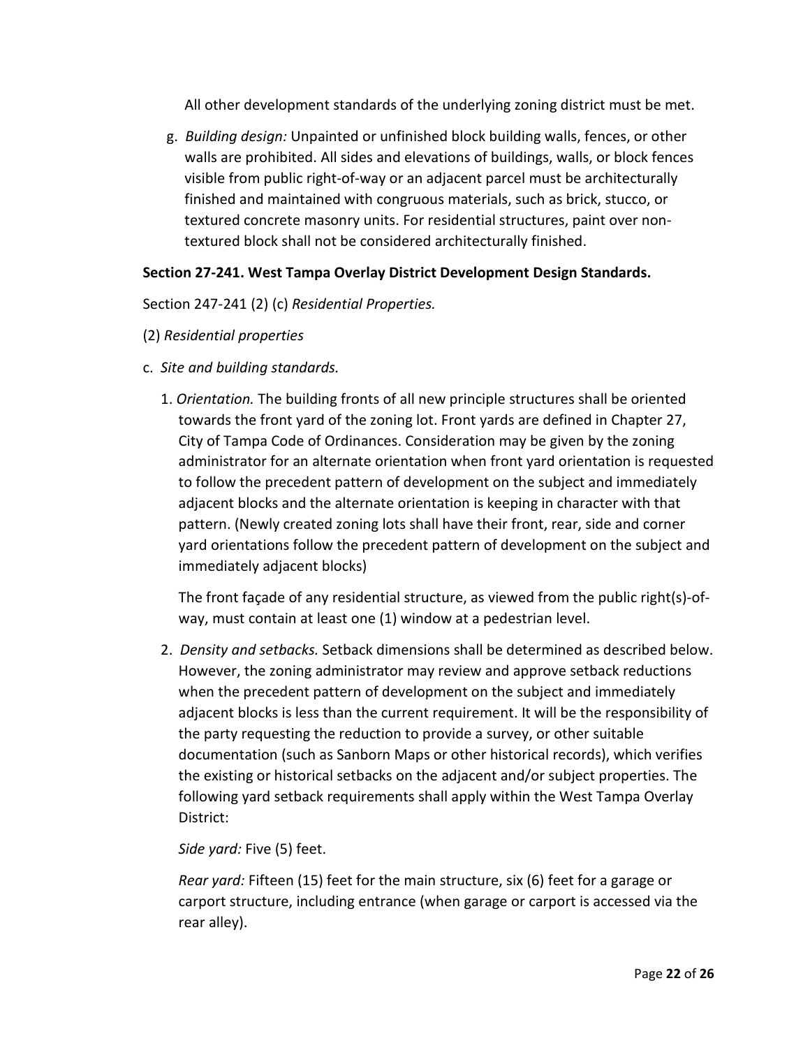All other development standards of the underlying zoning district must be met.

g. *Building design:* Unpainted or unfinished block building walls, fences, or other walls are prohibited. All sides and elevations of buildings, walls, or block fences visible from public right-of-way or an adjacent parcel must be architecturally finished and maintained with congruous materials, such as brick, stucco, or textured concrete masonry units. For residential structures, paint over non-textured block shall not be considered architecturally finished.

**Section 27-241. West Tampa Overlay District Development Design Standards.**

Section 247-241 (2) (c) *Residential Properties.*

(2) *Residential properties*

c. *Site and building standards.*

1. *Orientation.* The building fronts of all new principle structures shall be oriented towards the front yard of the zoning lot. Front yards are defined in Chapter 27, City of Tampa Code of Ordinances. Consideration may be given by the zoning administrator for an alternate orientation when front yard orientation is requested to follow the precedent pattern of development on the subject and immediately adjacent blocks and the alternate orientation is keeping in character with that pattern. (Newly created zoning lots shall have their front, rear, side and corner yard orientations follow the precedent pattern of development on the subject and immediately adjacent blocks)

   The front façade of any residential structure, as viewed from the public right(s)-of-way, must contain at least one (1) window at a pedestrian level.

2. *Density and setbacks.* Setback dimensions shall be determined as described below. However, the zoning administrator may review and approve setback reductions when the precedent pattern of development on the subject and immediately adjacent blocks is less than the current requirement. It will be the responsibility of the party requesting the reduction to provide a survey, or other suitable documentation (such as Sanborn Maps or other historical records), which verifies the existing or historical setbacks on the adjacent and/or subject properties. The following yard setback requirements shall apply within the West Tampa Overlay District:

   *Side yard:* Five (5) feet.

   *Rear yard:* Fifteen (15) feet for the main structure, six (6) feet for a garage or carport structure, including entrance (when garage or carport is accessed via the rear alley).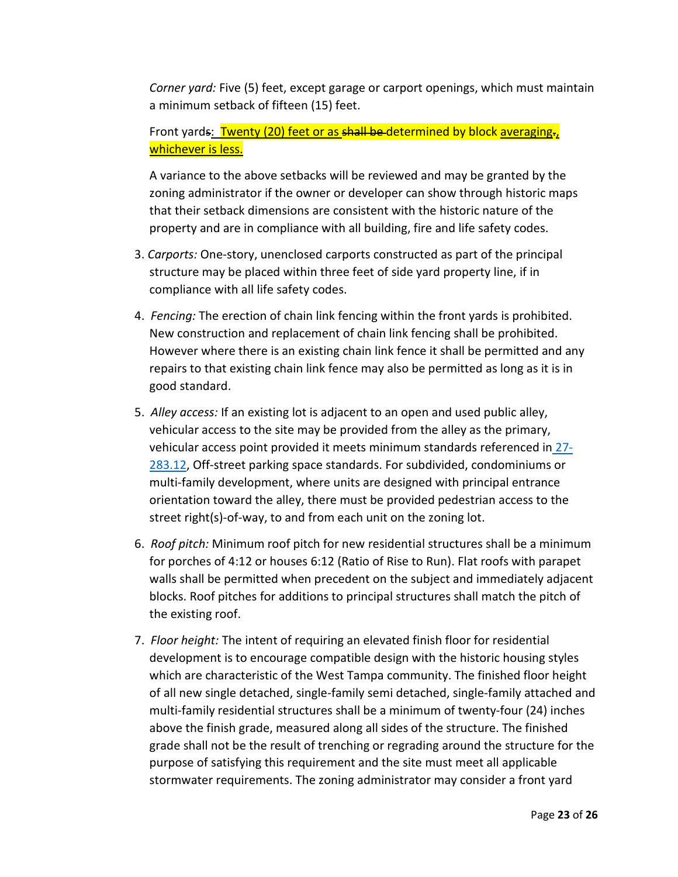*Corner yard:* Five (5) feet, except garage or carport openings, which must maintain a minimum setback of fifteen (15) feet.

Front yard~~s~~: Twenty (20) feet or as ~~shall be~~ determined by block averaging~~.~~, whichever is less.

A variance to the above setbacks will be reviewed and may be granted by the zoning administrator if the owner or developer can show through historic maps that their setback dimensions are consistent with the historic nature of the property and are in compliance with all building, fire and life safety codes.

3. *Carports:* One-story, unenclosed carports constructed as part of the principal structure may be placed within three feet of side yard property line, if in compliance with all life safety codes.

4. *Fencing:* The erection of chain link fencing within the front yards is prohibited. New construction and replacement of chain link fencing shall be prohibited. However where there is an existing chain link fence it shall be permitted and any repairs to that existing chain link fence may also be permitted as long as it is in good standard.

5. *Alley access:* If an existing lot is adjacent to an open and used public alley, vehicular access to the site may be provided from the alley as the primary, vehicular access point provided it meets minimum standards referenced in 27-283.12, Off-street parking space standards. For subdivided, condominiums or multi-family development, where units are designed with principal entrance orientation toward the alley, there must be provided pedestrian access to the street right(s)-of-way, to and from each unit on the zoning lot.

6. *Roof pitch:* Minimum roof pitch for new residential structures shall be a minimum for porches of 4:12 or houses 6:12 (Ratio of Rise to Run). Flat roofs with parapet walls shall be permitted when precedent on the subject and immediately adjacent blocks. Roof pitches for additions to principal structures shall match the pitch of the existing roof.

7. *Floor height:* The intent of requiring an elevated finish floor for residential development is to encourage compatible design with the historic housing styles which are characteristic of the West Tampa community. The finished floor height of all new single detached, single-family semi detached, single-family attached and multi-family residential structures shall be a minimum of twenty-four (24) inches above the finish grade, measured along all sides of the structure. The finished grade shall not be the result of trenching or regrading around the structure for the purpose of satisfying this requirement and the site must meet all applicable stormwater requirements. The zoning administrator may consider a front yard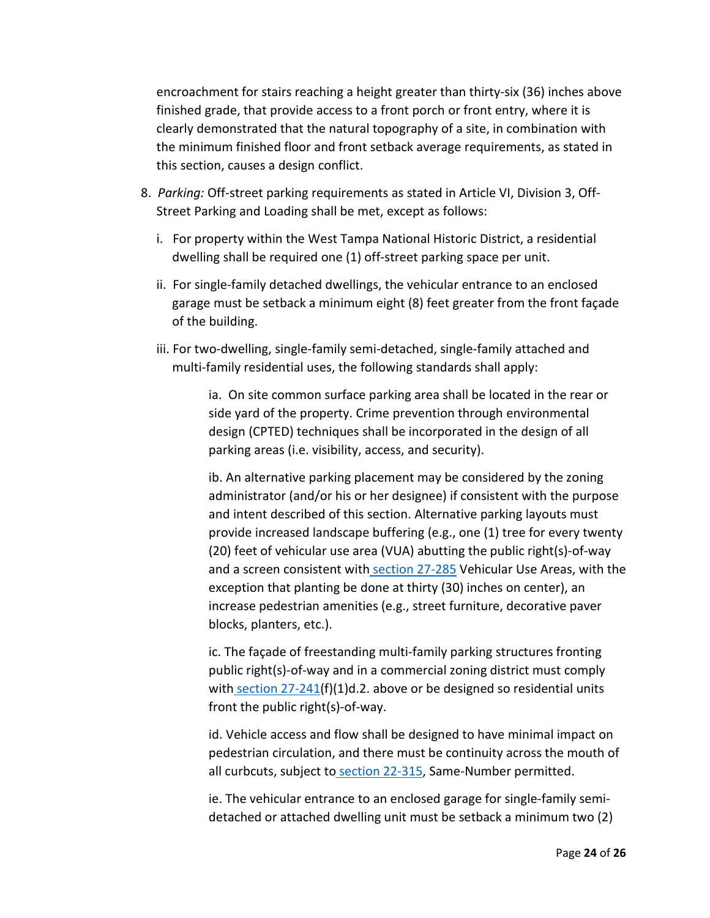encroachment for stairs reaching a height greater than thirty-six (36) inches above finished grade, that provide access to a front porch or front entry, where it is clearly demonstrated that the natural topography of a site, in combination with the minimum finished floor and front setback average requirements, as stated in this section, causes a design conflict.

8. *Parking:* Off-street parking requirements as stated in Article VI, Division 3, Off-Street Parking and Loading shall be met, except as follows:

   i. For property within the West Tampa National Historic District, a residential dwelling shall be required one (1) off-street parking space per unit.

   ii. For single-family detached dwellings, the vehicular entrance to an enclosed garage must be setback a minimum eight (8) feet greater from the front façade of the building.

   iii. For two-dwelling, single-family semi-detached, single-family attached and multi-family residential uses, the following standards shall apply:

      ia. On site common surface parking area shall be located in the rear or side yard of the property. Crime prevention through environmental design (CPTED) techniques shall be incorporated in the design of all parking areas (i.e. visibility, access, and security).

      ib. An alternative parking placement may be considered by the zoning administrator (and/or his or her designee) if consistent with the purpose and intent described of this section. Alternative parking layouts must provide increased landscape buffering (e.g., one (1) tree for every twenty (20) feet of vehicular use area (VUA) abutting the public right(s)-of-way and a screen consistent with section 27-285 Vehicular Use Areas, with the exception that planting be done at thirty (30) inches on center), an increase pedestrian amenities (e.g., street furniture, decorative paver blocks, planters, etc.).

      ic. The façade of freestanding multi-family parking structures fronting public right(s)-of-way and in a commercial zoning district must comply with section 27-241(f)(1)d.2. above or be designed so residential units front the public right(s)-of-way.

      id. Vehicle access and flow shall be designed to have minimal impact on pedestrian circulation, and there must be continuity across the mouth of all curbcuts, subject to section 22-315, Same-Number permitted.

      ie. The vehicular entrance to an enclosed garage for single-family semi-detached or attached dwelling unit must be setback a minimum two (2)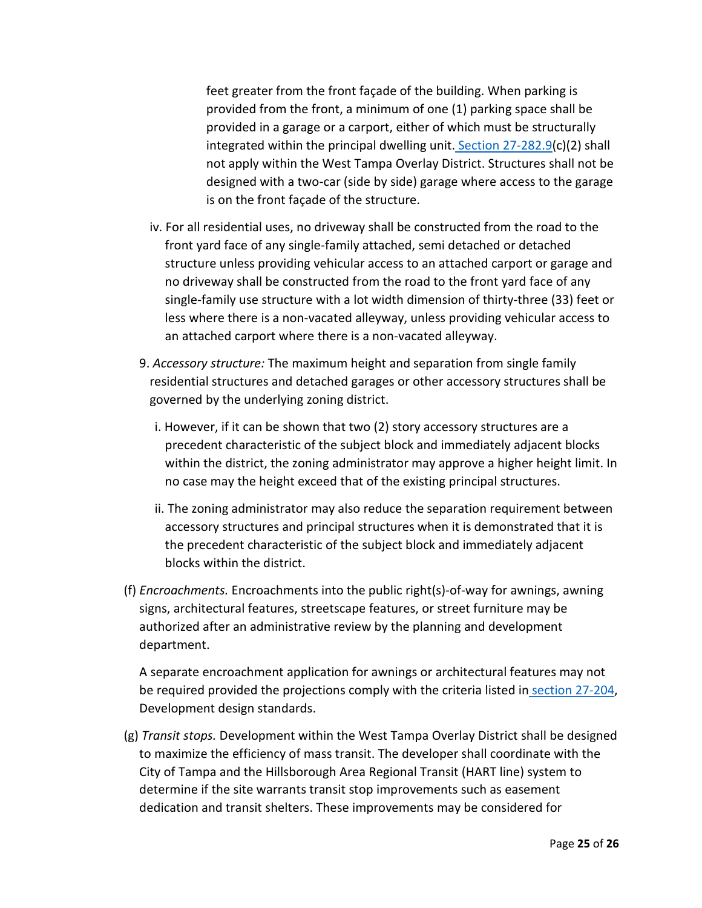feet greater from the front façade of the building. When parking is provided from the front, a minimum of one (1) parking space shall be provided in a garage or a carport, either of which must be structurally integrated within the principal dwelling unit. Section 27-282.9(c)(2) shall not apply within the West Tampa Overlay District. Structures shall not be designed with a two-car (side by side) garage where access to the garage is on the front façade of the structure.

iv. For all residential uses, no driveway shall be constructed from the road to the front yard face of any single-family attached, semi detached or detached structure unless providing vehicular access to an attached carport or garage and no driveway shall be constructed from the road to the front yard face of any single-family use structure with a lot width dimension of thirty-three (33) feet or less where there is a non-vacated alleyway, unless providing vehicular access to an attached carport where there is a non-vacated alleyway.

9. *Accessory structure:* The maximum height and separation from single family residential structures and detached garages or other accessory structures shall be governed by the underlying zoning district.

   i. However, if it can be shown that two (2) story accessory structures are a precedent characteristic of the subject block and immediately adjacent blocks within the district, the zoning administrator may approve a higher height limit. In no case may the height exceed that of the existing principal structures.

   ii. The zoning administrator may also reduce the separation requirement between accessory structures and principal structures when it is demonstrated that it is the precedent characteristic of the subject block and immediately adjacent blocks within the district.

(f) *Encroachments.* Encroachments into the public right(s)-of-way for awnings, awning signs, architectural features, streetscape features, or street furniture may be authorized after an administrative review by the planning and development department.

A separate encroachment application for awnings or architectural features may not be required provided the projections comply with the criteria listed in section 27-204, Development design standards.

(g) *Transit stops.* Development within the West Tampa Overlay District shall be designed to maximize the efficiency of mass transit. The developer shall coordinate with the City of Tampa and the Hillsborough Area Regional Transit (HART line) system to determine if the site warrants transit stop improvements such as easement dedication and transit shelters. These improvements may be considered for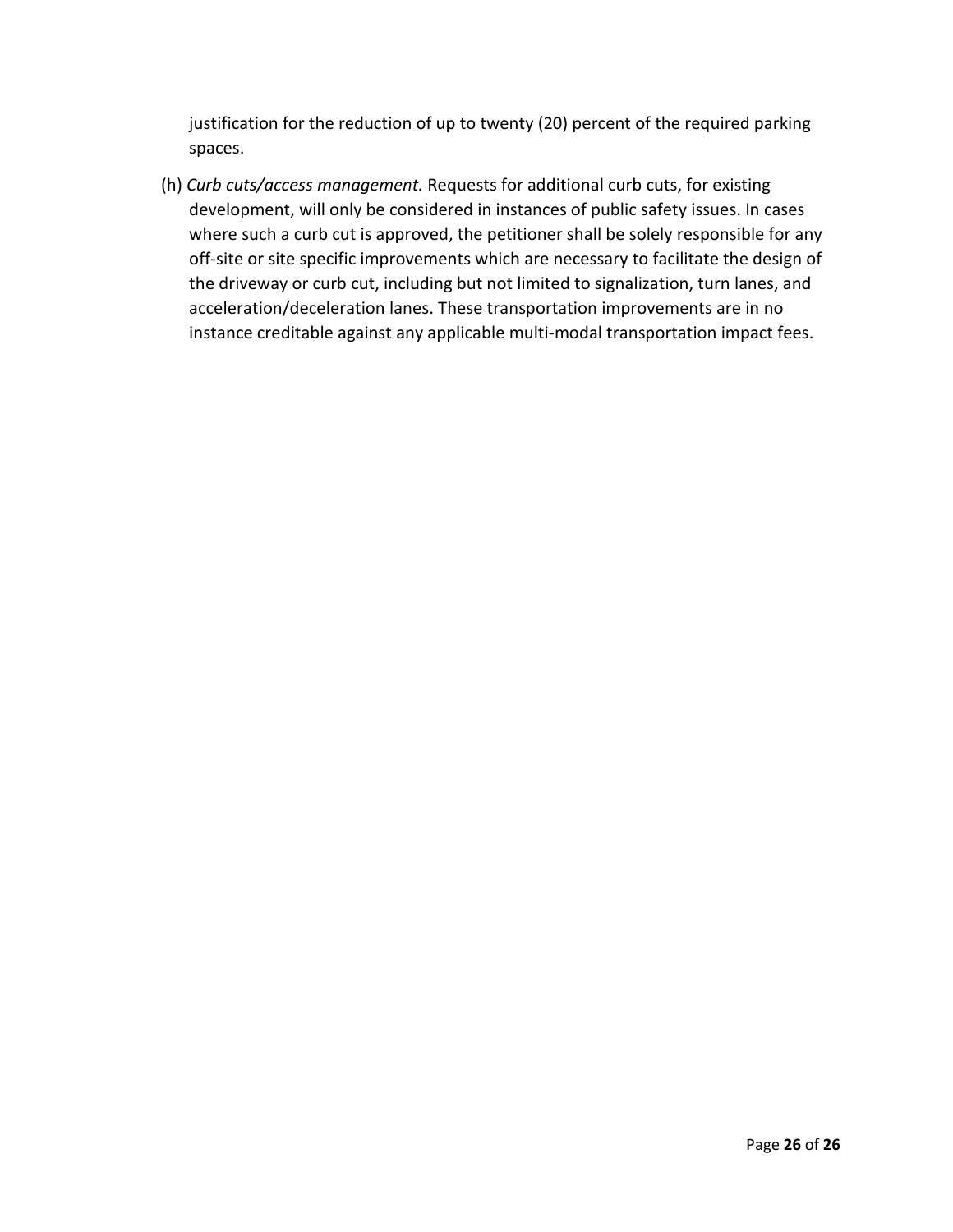justification for the reduction of up to twenty (20) percent of the required parking spaces.

(h) *Curb cuts/access management.* Requests for additional curb cuts, for existing development, will only be considered in instances of public safety issues. In cases where such a curb cut is approved, the petitioner shall be solely responsible for any off-site or site specific improvements which are necessary to facilitate the design of the driveway or curb cut, including but not limited to signalization, turn lanes, and acceleration/deceleration lanes. These transportation improvements are in no instance creditable against any applicable multi-modal transportation impact fees.